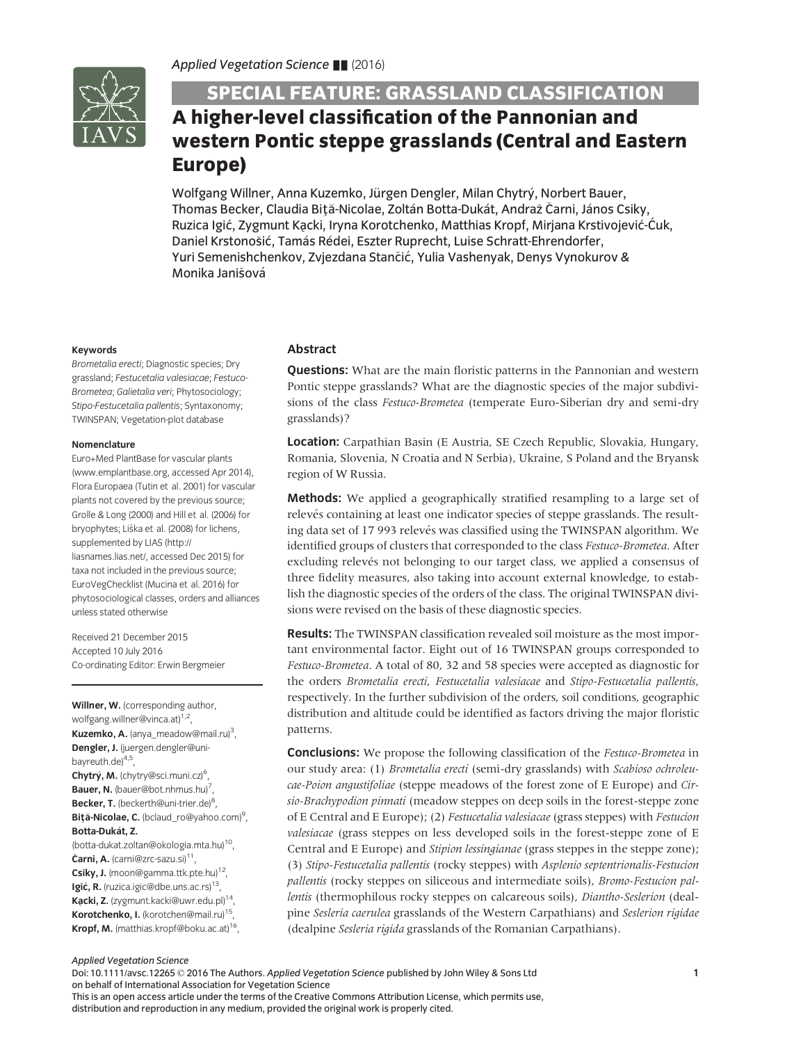SPECIAL FEATURE: GRASSLAND CLASSIFICATION

# A higher-level classification of the Pannonian and western Pontic steppe grasslands (Central and Eastern Europe)

Wolfgang Willner, Anna Kuzemko, Jürgen Dengler, Milan Chytrý, Norbert Bauer, Thomas Becker, Claudia Biţă-Nicolae, Zoltán Botta-Dukát, Andraž Čarni, János Csiky, Ruzica Igić, Zygmunt Kącki, Iryna Korotchenko, Matthias Kropf, Mirjana Krstivojević-Ćuk, Daniel Krstonošić, Tamás Rédei, Eszter Ruprecht, Luise Schratt-Ehrendorfer, Yuri Semenishchenkov, Zvjezdana Stančić, Yulia Vashenyak, Denys Vynokurov & Monika Janišová

**Keywords**

*Brometalia erecti*; Diagnostic species; Dry grassland; *Festucetalia valesiacae*; *Festuco-Brometea*; *Galietalia veri*; Phytosociology; *Stipo-Festucetalia pallentis*; Syntaxonomy; TWINSPAN; Vegetation-plot database

**Nomenclature**

Euro+Med PlantBase for vascular plants (www.emplantbase.org, accessed Apr 2014), Flora Europaea (Tutin et al. 2001) for vascular plants not covered by the previous source; Grolle & Long (2000) and Hill et al. (2006) for bryophytes; Liška et al. (2008) for lichens, supplemented by LIAS (http://liasnames.lias.net/, accessed Dec 2015) for taxa not included in the previous source; EuroVegChecklist (Mucina et al. 2016) for phytosociological classes, orders and alliances unless stated otherwise

Received 21 December 2015
Accepted 10 July 2016
Co-ordinating Editor: Erwin Bergmeier

**Willner, W.** (corresponding author, wolfgang.willner@vinca.at)[1,2],
**Kuzemko, A.** (anya_meadow@mail.ru)[3],
**Dengler, J.** (juergen.dengler@uni-bayreuth.de)[4,5],
**Chytrý, M.** (chytry@sci.muni.cz)[6],
**Bauer, N.** (bauer@bot.nhmus.hu)[7],
**Becker, T.** (beckerth@uni-trier.de)[8],
**Biţă-Nicolae, C.** (bclaud_ro@yahoo.com)[9],
**Botta-Dukát, Z.** (botta-dukat.zoltan@okologia.mta.hu)[10],
**Čarni, A.** (carni@zrc-sazu.si)[11],
**Csiky, J.** (moon@gamma.ttk.pte.hu)[12],
**Igić, R.** (ruzica.igic@dbe.uns.ac.rs)[13],
**Kącki, Z.** (zygmunt.kacki@uwr.edu.pl)[14],
**Korotchenko, I.** (korotchen@mail.ru)[15],
**Kropf, M.** (matthias.kropf@boku.ac.at)[16],

## Abstract

**Questions:** What are the main floristic patterns in the Pannonian and western Pontic steppe grasslands? What are the diagnostic species of the major subdivisions of the class *Festuco-Brometea* (temperate Euro-Siberian dry and semi-dry grasslands)?

**Location:** Carpathian Basin (E Austria, SE Czech Republic, Slovakia, Hungary, Romania, Slovenia, N Croatia and N Serbia), Ukraine, S Poland and the Bryansk region of W Russia.

**Methods:** We applied a geographically stratified resampling to a large set of relevés containing at least one indicator species of steppe grasslands. The resulting data set of 17 993 relevés was classified using the TWINSPAN algorithm. We identified groups of clusters that corresponded to the class *Festuco-Brometea*. After excluding relevés not belonging to our target class, we applied a consensus of three fidelity measures, also taking into account external knowledge, to establish the diagnostic species of the orders of the class. The original TWINSPAN divisions were revised on the basis of these diagnostic species.

**Results:** The TWINSPAN classification revealed soil moisture as the most important environmental factor. Eight out of 16 TWINSPAN groups corresponded to *Festuco-Brometea*. A total of 80, 32 and 58 species were accepted as diagnostic for the orders *Brometalia erecti*, *Festucetalia valesiacae* and *Stipo-Festucetalia pallentis*, respectively. In the further subdivision of the orders, soil conditions, geographic distribution and altitude could be identified as factors driving the major floristic patterns.

**Conclusions:** We propose the following classification of the *Festuco-Brometea* in our study area: (1) *Brometalia erecti* (semi-dry grasslands) with *Scabioso ochroleucae-Poion angustifoliae* (steppe meadows of the forest zone of E Europe) and *Cirsio-Brachypodion pinnati* (meadow steppes on deep soils in the forest-steppe zone of E Central and E Europe); (2) *Festucetalia valesiacae* (grass steppes) with *Festucion valesiacae* (grass steppes on less developed soils in the forest-steppe zone of E Central and E Europe) and *Stipion lessingianae* (grass steppes in the steppe zone); (3) *Stipo-Festucetalia pallentis* (rocky steppes) with *Asplenio septentrionalis-Festucion pallentis* (rocky steppes on siliceous and intermediate soils), *Bromo-Festucion pallentis* (thermophilous rocky steppes on calcareous soils), *Diantho-Seslerion* (dealpine *Sesleria caerulea* grasslands of the Western Carpathians) and *Seslerion rigidae* (dealpine *Sesleria rigida* grasslands of the Romanian Carpathians).

Doi: 10.1111/avsc.12265 © 2016 The Authors. *Applied Vegetation Science* published by John Wiley & Sons Ltd on behalf of International Association for Vegetation Science
This is an open access article under the terms of the Creative Commons Attribution License, which permits use, distribution and reproduction in any medium, provided the original work is properly cited.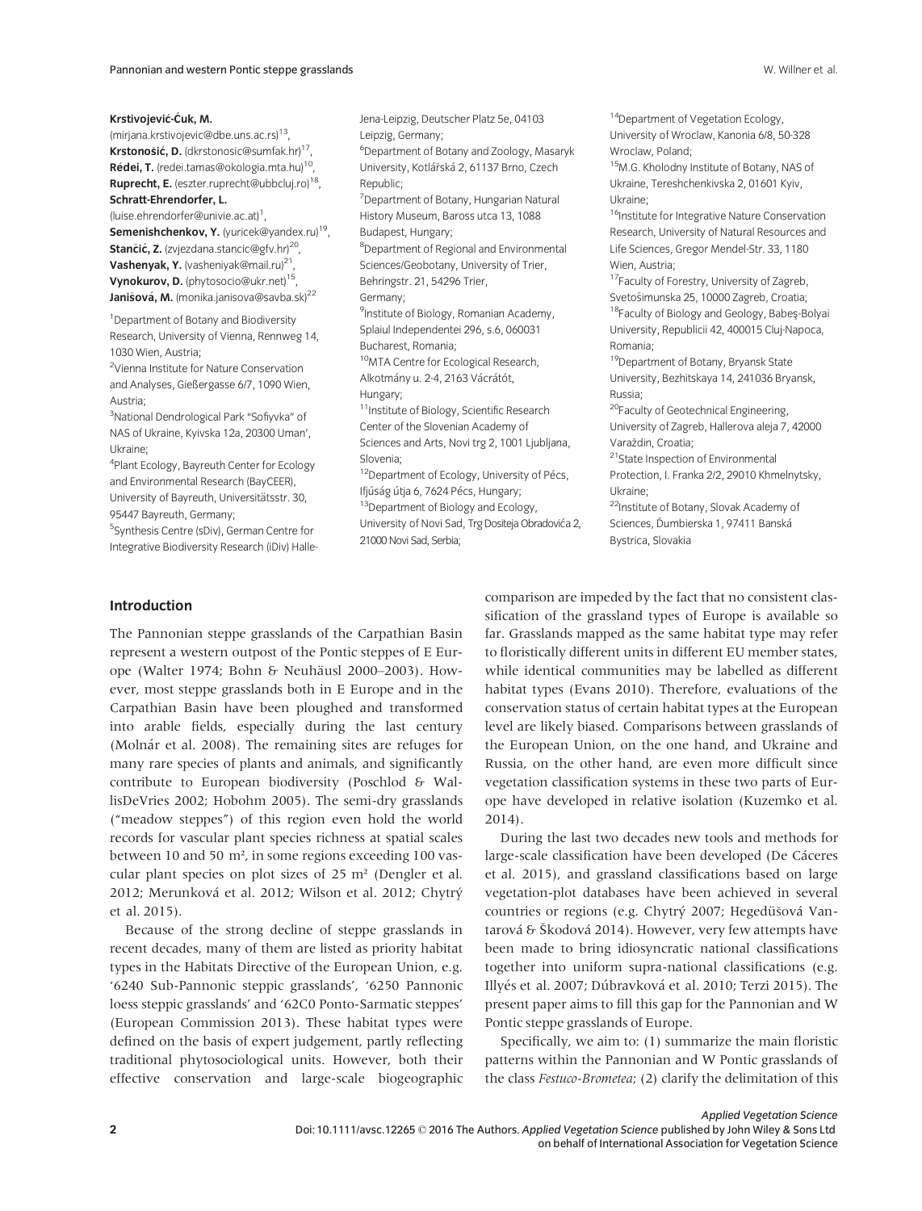**Krstivojević-Ćuk, M.** (mirjana.krstivojevic@dbe.uns.ac.rs)[13], **Krstonošić, D.** (dkrstonosic@sumfak.hr)[17], **Rédei, T.** (redei.tamas@okologia.mta.hu)[10], **Ruprecht, E.** (eszter.ruprecht@ubbcluj.ro)[18], **Schratt-Ehrendorfer, L.** (luise.ehrendorfer@univie.ac.at)[1], **Semenishchenkov, Y.** (yuricek@yandex.ru)[19], **Stančić, Z.** (zvjezdana.stancic@gfv.hr)[20], **Vashenyak, Y.** (vasheniyak@mail.ru)[21], **Vynokurov, D.** (phytosocio@ukr.net)[15], **Janišová, M.** (monika.janisova@savba.sk)[22]

[1]Department of Botany and Biodiversity Research, University of Vienna, Rennweg 14, 1030 Wien, Austria;
[2]Vienna Institute for Nature Conservation and Analyses, Gießergasse 6/7, 1090 Wien, Austria;
[3]National Dendrological Park "Sofiyvka" of NAS of Ukraine, Kyivska 12a, 20300 Uman', Ukraine;
[4]Plant Ecology, Bayreuth Center for Ecology and Environmental Research (BayCEER), University of Bayreuth, Universitätsstr. 30, 95447 Bayreuth, Germany;
[5]Synthesis Centre (sDiv), German Centre for Integrative Biodiversity Research (iDiv) Halle-Jena-Leipzig, Deutscher Platz 5e, 04103 Leipzig, Germany;
[6]Department of Botany and Zoology, Masaryk University, Kotlářská 2, 61137 Brno, Czech Republic;
[7]Department of Botany, Hungarian Natural History Museum, Baross utca 13, 1088 Budapest, Hungary;
[8]Department of Regional and Environmental Sciences/Geobotany, University of Trier, Behringstr. 21, 54296 Trier, Germany;
[9]Institute of Biology, Romanian Academy, Splaiul Independentei 296, s.6, 060031 Bucharest, Romania;
[10]MTA Centre for Ecological Research, Alkotmány u. 2-4, 2163 Vácrátót, Hungary;
[11]Institute of Biology, Scientific Research Center of the Slovenian Academy of Sciences and Arts, Novi trg 2, 1001 Ljubljana, Slovenia;
[12]Department of Ecology, University of Pécs, Ifjúság útja 6, 7624 Pécs, Hungary;
[13]Department of Biology and Ecology, University of Novi Sad, Trg Dositeja Obradovića 2, 21000 Novi Sad, Serbia;
[14]Department of Vegetation Ecology, University of Wroclaw, Kanonia 6/8, 50-328 Wroclaw, Poland;
[15]M.G. Kholodny Institute of Botany, NAS of Ukraine, Tereshchenkivska 2, 01601 Kyiv, Ukraine;
[16]Institute for Integrative Nature Conservation Research, University of Natural Resources and Life Sciences, Gregor Mendel-Str. 33, 1180 Wien, Austria;
[17]Faculty of Forestry, University of Zagreb, Svetošimunska 25, 10000 Zagreb, Croatia;
[18]Faculty of Biology and Geology, Babeş-Bolyai University, Republicii 42, 400015 Cluj-Napoca, Romania;
[19]Department of Botany, Bryansk State University, Bezhitskaya 14, 241036 Bryansk, Russia;
[20]Faculty of Geotechnical Engineering, University of Zagreb, Hallerova aleja 7, 42000 Varaždin, Croatia;
[21]State Inspection of Environmental Protection, I. Franka 2/2, 29010 Khmelnytsky, Ukraine;
[22]Institute of Botany, Slovak Academy of Sciences, Ďumbierska 1, 97411 Banská Bystrica, Slovakia

## Introduction

The Pannonian steppe grasslands of the Carpathian Basin represent a western outpost of the Pontic steppes of E Europe (Walter 1974; Bohn & Neuhäusl 2000–2003). However, most steppe grasslands both in E Europe and in the Carpathian Basin have been ploughed and transformed into arable fields, especially during the last century (Molnár et al. 2008). The remaining sites are refuges for many rare species of plants and animals, and significantly contribute to European biodiversity (Poschlod & WallisDeVries 2002; Hobohm 2005). The semi-dry grasslands ("meadow steppes") of this region even hold the world records for vascular plant species richness at spatial scales between 10 and 50 m², in some regions exceeding 100 vascular plant species on plot sizes of 25 m² (Dengler et al. 2012; Merunková et al. 2012; Wilson et al. 2012; Chytrý et al. 2015).

Because of the strong decline of steppe grasslands in recent decades, many of them are listed as priority habitat types in the Habitats Directive of the European Union, e.g. '6240 Sub-Pannonic steppic grasslands', '6250 Pannonic loess steppic grasslands' and '62C0 Ponto-Sarmatic steppes' (European Commission 2013). These habitat types were defined on the basis of expert judgement, partly reflecting traditional phytosociological units. However, both their effective conservation and large-scale biogeographic comparison are impeded by the fact that no consistent classification of the grassland types of Europe is available so far. Grasslands mapped as the same habitat type may refer to floristically different units in different EU member states, while identical communities may be labelled as different habitat types (Evans 2010). Therefore, evaluations of the conservation status of certain habitat types at the European level are likely biased. Comparisons between grasslands of the European Union, on the one hand, and Ukraine and Russia, on the other hand, are even more difficult since vegetation classification systems in these two parts of Europe have developed in relative isolation (Kuzemko et al. 2014).

During the last two decades new tools and methods for large-scale classification have been developed (De Cáceres et al. 2015), and grassland classifications based on large vegetation-plot databases have been achieved in several countries or regions (e.g. Chytrý 2007; Hegedüšová Vantarová & Škodová 2014). However, very few attempts have been made to bring idiosyncratic national classifications together into uniform supra-national classifications (e.g. Illyés et al. 2007; Dúbravková et al. 2010; Terzi 2015). The present paper aims to fill this gap for the Pannonian and W Pontic steppe grasslands of Europe.

Specifically, we aim to: (1) summarize the main floristic patterns within the Pannonian and W Pontic grasslands of the class *Festuco-Brometea*; (2) clarify the delimitation of this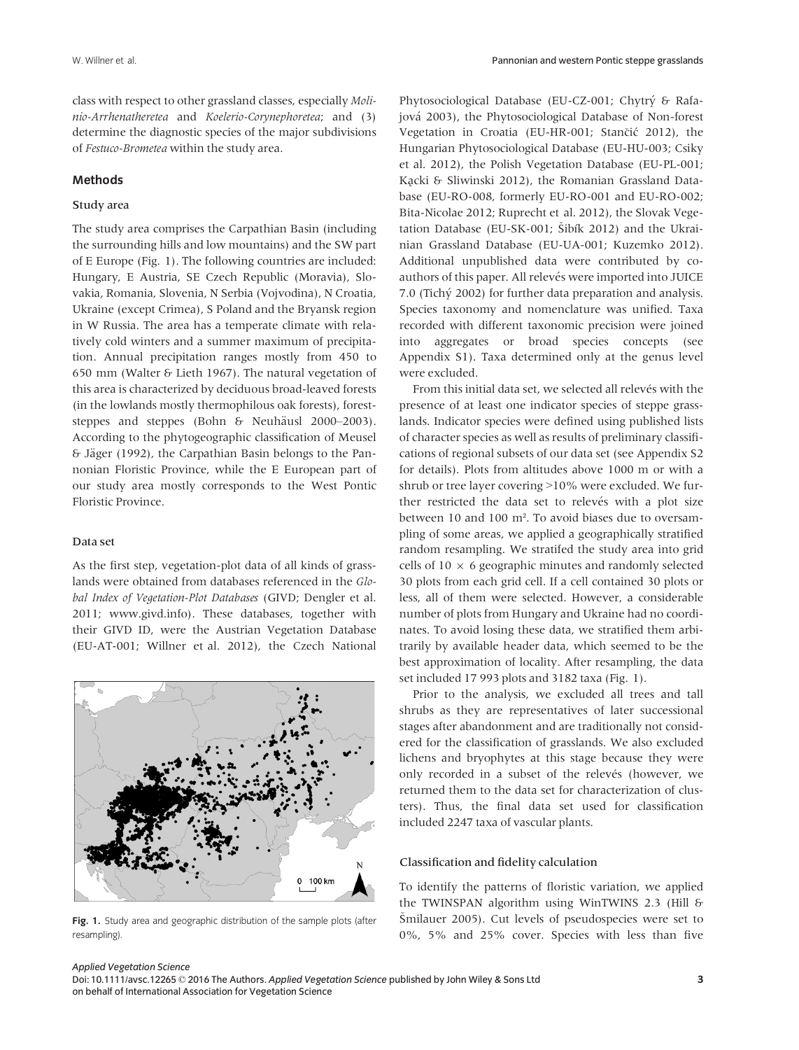class with respect to other grassland classes, especially *Molinio-Arrhenatheretea* and *Koelerio-Corynephoretea*; and (3) determine the diagnostic species of the major subdivisions of *Festuco-Brometea* within the study area.

## Methods

### Study area

The study area comprises the Carpathian Basin (including the surrounding hills and low mountains) and the SW part of E Europe (Fig. 1). The following countries are included: Hungary, E Austria, SE Czech Republic (Moravia), Slovakia, Romania, Slovenia, N Serbia (Vojvodina), N Croatia, Ukraine (except Crimea), S Poland and the Bryansk region in W Russia. The area has a temperate climate with relatively cold winters and a summer maximum of precipitation. Annual precipitation ranges mostly from 450 to 650 mm (Walter & Lieth 1967). The natural vegetation of this area is characterized by deciduous broad-leaved forests (in the lowlands mostly thermophilous oak forests), forest-steppes and steppes (Bohn & Neuhäusl 2000–2003). According to the phytogeographic classification of Meusel & Jäger (1992), the Carpathian Basin belongs to the Pannonian Floristic Province, while the E European part of our study area mostly corresponds to the West Pontic Floristic Province.

### Data set

As the first step, vegetation-plot data of all kinds of grasslands were obtained from databases referenced in the *Global Index of Vegetation-Plot Databases* (GIVD; Dengler et al. 2011; www.givd.info). These databases, together with their GIVD ID, were the Austrian Vegetation Database (EU-AT-001; Willner et al. 2012), the Czech National Phytosociological Database (EU-CZ-001; Chytrý & Rafajová 2003), the Phytosociological Database of Non-forest Vegetation in Croatia (EU-HR-001; Stančić 2012), the Hungarian Phytosociological Database (EU-HU-003; Csiky et al. 2012), the Polish Vegetation Database (EU-PL-001; Kącki & Sliwinski 2012), the Romanian Grassland Database (EU-RO-008, formerly EU-RO-001 and EU-RO-002; Bita-Nicolae 2012; Ruprecht et al. 2012), the Slovak Vegetation Database (EU-SK-001; Šibík 2012) and the Ukrainian Grassland Database (EU-UA-001; Kuzemko 2012). Additional unpublished data were contributed by co-authors of this paper. All relevés were imported into JUICE 7.0 (Tichý 2002) for further data preparation and analysis. Species taxonomy and nomenclature was unified. Taxa recorded with different taxonomic precision were joined into aggregates or broad species concepts (see Appendix S1). Taxa determined only at the genus level were excluded.

From this initial data set, we selected all relevés with the presence of at least one indicator species of steppe grasslands. Indicator species were defined using published lists of character species as well as results of preliminary classifications of regional subsets of our data set (see Appendix S2 for details). Plots from altitudes above 1000 m or with a shrub or tree layer covering >10% were excluded. We further restricted the data set to relevés with a plot size between 10 and 100 m². To avoid biases due to oversampling of some areas, we applied a geographically stratified random resampling. We stratifed the study area into grid cells of 10 × 6 geographic minutes and randomly selected 30 plots from each grid cell. If a cell contained 30 plots or less, all of them were selected. However, a considerable number of plots from Hungary and Ukraine had no coordinates. To avoid losing these data, we stratified them arbitrarily by available header data, which seemed to be the best approximation of locality. After resampling, the data set included 17 993 plots and 3182 taxa (Fig. 1).

Prior to the analysis, we excluded all trees and tall shrubs as they are representatives of later successional stages after abandonment and are traditionally not considered for the classification of grasslands. We also excluded lichens and bryophytes at this stage because they were only recorded in a subset of the relevés (however, we returned them to the data set for characterization of clusters). Thus, the final data set used for classification included 2247 taxa of vascular plants.

**Fig. 1.** Study area and geographic distribution of the sample plots (after resampling).

### Classification and fidelity calculation

To identify the patterns of floristic variation, we applied the TWINSPAN algorithm using WinTWINS 2.3 (Hill & Šmilauer 2005). Cut levels of pseudospecies were set to 0%, 5% and 25% cover. Species with less than five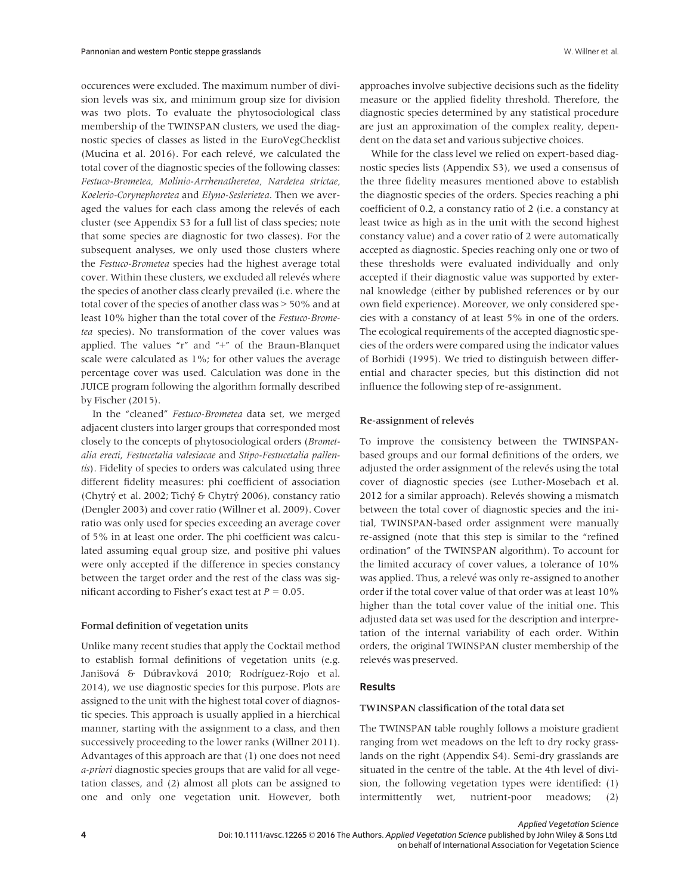occurences were excluded. The maximum number of division levels was six, and minimum group size for division was two plots. To evaluate the phytosociological class membership of the TWINSPAN clusters, we used the diagnostic species of classes as listed in the EuroVegChecklist (Mucina et al. 2016). For each relevé, we calculated the total cover of the diagnostic species of the following classes: *Festuco-Brometea, Molinio-Arrhenatheretea, Nardetea strictae, Koelerio-Corynephoretea* and *Elyno-Seslerietea*. Then we averaged the values for each class among the relevés of each cluster (see Appendix S3 for a full list of class species; note that some species are diagnostic for two classes). For the subsequent analyses, we only used those clusters where the *Festuco-Brometea* species had the highest average total cover. Within these clusters, we excluded all relevés where the species of another class clearly prevailed (i.e. where the total cover of the species of another class was > 50% and at least 10% higher than the total cover of the *Festuco-Brometea* species). No transformation of the cover values was applied. The values "r" and "+" of the Braun-Blanquet scale were calculated as 1%; for other values the average percentage cover was used. Calculation was done in the JUICE program following the algorithm formally described by Fischer (2015).

In the "cleaned" *Festuco-Brometea* data set, we merged adjacent clusters into larger groups that corresponded most closely to the concepts of phytosociological orders (*Brometalia erecti, Festucetalia valesiacae* and *Stipo-Festucetalia pallentis*). Fidelity of species to orders was calculated using three different fidelity measures: phi coefficient of association (Chytrý et al. 2002; Tichý & Chytrý 2006), constancy ratio (Dengler 2003) and cover ratio (Willner et al. 2009). Cover ratio was only used for species exceeding an average cover of 5% in at least one order. The phi coefficient was calculated assuming equal group size, and positive phi values were only accepted if the difference in species constancy between the target order and the rest of the class was significant according to Fisher's exact test at $P = 0.05$.

### Formal definition of vegetation units

Unlike many recent studies that apply the Cocktail method to establish formal definitions of vegetation units (e.g. Janišová & Dúbravková 2010; Rodríguez-Rojo et al. 2014), we use diagnostic species for this purpose. Plots are assigned to the unit with the highest total cover of diagnostic species. This approach is usually applied in a hierchical manner, starting with the assignment to a class, and then successively proceeding to the lower ranks (Willner 2011). Advantages of this approach are that (1) one does not need *a-priori* diagnostic species groups that are valid for all vegetation classes, and (2) almost all plots can be assigned to one and only one vegetation unit. However, both approaches involve subjective decisions such as the fidelity measure or the applied fidelity threshold. Therefore, the diagnostic species determined by any statistical procedure are just an approximation of the complex reality, dependent on the data set and various subjective choices.

While for the class level we relied on expert-based diagnostic species lists (Appendix S3), we used a consensus of the three fidelity measures mentioned above to establish the diagnostic species of the orders. Species reaching a phi coefficient of 0.2, a constancy ratio of 2 (i.e. a constancy at least twice as high as in the unit with the second highest constancy value) and a cover ratio of 2 were automatically accepted as diagnostic. Species reaching only one or two of these thresholds were evaluated individually and only accepted if their diagnostic value was supported by external knowledge (either by published references or by our own field experience). Moreover, we only considered species with a constancy of at least 5% in one of the orders. The ecological requirements of the accepted diagnostic species of the orders were compared using the indicator values of Borhidi (1995). We tried to distinguish between differential and character species, but this distinction did not influence the following step of re-assignment.

### Re-assignment of relevés

To improve the consistency between the TWINSPAN-based groups and our formal definitions of the orders, we adjusted the order assignment of the relevés using the total cover of diagnostic species (see Luther-Mosebach et al. 2012 for a similar approach). Relevés showing a mismatch between the total cover of diagnostic species and the initial, TWINSPAN-based order assignment were manually re-assigned (note that this step is similar to the "refined ordination" of the TWINSPAN algorithm). To account for the limited accuracy of cover values, a tolerance of 10% was applied. Thus, a relevé was only re-assigned to another order if the total cover value of that order was at least 10% higher than the total cover value of the initial one. This adjusted data set was used for the description and interpretation of the internal variability of each order. Within orders, the original TWINSPAN cluster membership of the relevés was preserved.

## Results

### TWINSPAN classification of the total data set

The TWINSPAN table roughly follows a moisture gradient ranging from wet meadows on the left to dry rocky grasslands on the right (Appendix S4). Semi-dry grasslands are situated in the centre of the table. At the 4th level of division, the following vegetation types were identified: (1) intermittently wet, nutrient-poor meadows; (2)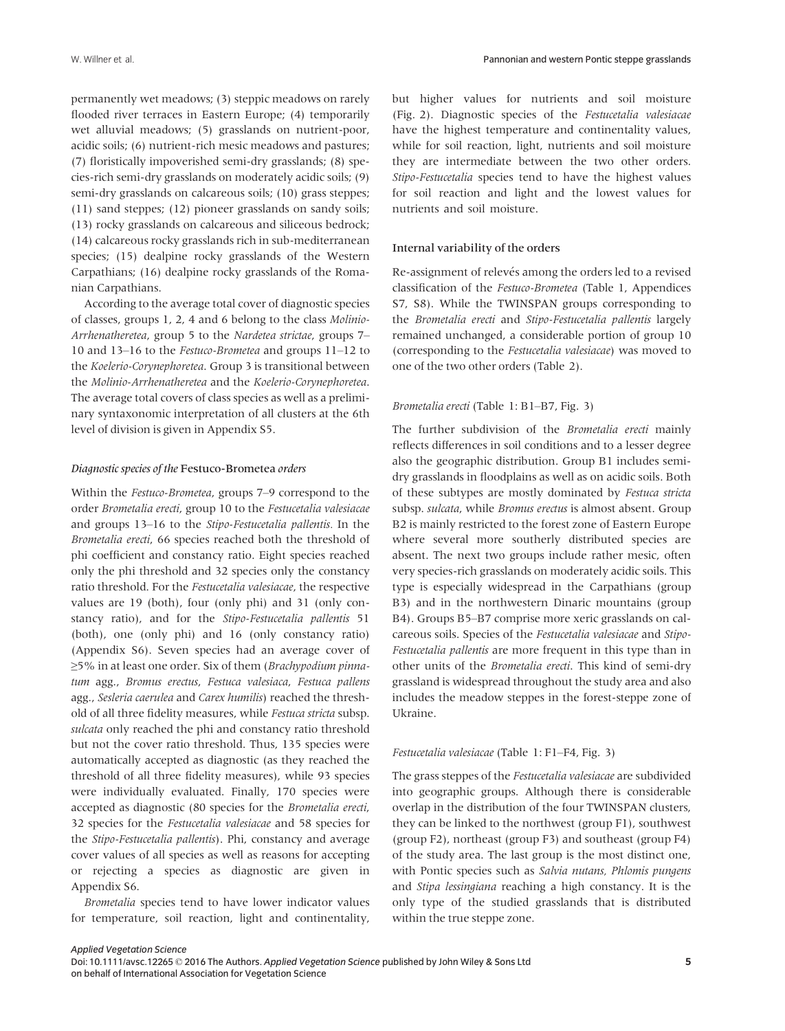permanently wet meadows; (3) steppic meadows on rarely flooded river terraces in Eastern Europe; (4) temporarily wet alluvial meadows; (5) grasslands on nutrient-poor, acidic soils; (6) nutrient-rich mesic meadows and pastures; (7) floristically impoverished semi-dry grasslands; (8) species-rich semi-dry grasslands on moderately acidic soils; (9) semi-dry grasslands on calcareous soils; (10) grass steppes; (11) sand steppes; (12) pioneer grasslands on sandy soils; (13) rocky grasslands on calcareous and siliceous bedrock; (14) calcareous rocky grasslands rich in sub-mediterranean species; (15) dealpine rocky grasslands of the Western Carpathians; (16) dealpine rocky grasslands of the Romanian Carpathians.

According to the average total cover of diagnostic species of classes, groups 1, 2, 4 and 6 belong to the class *Molinio-Arrhenatheretea*, group 5 to the *Nardetea strictae*, groups 7–10 and 13–16 to the *Festuco-Brometea* and groups 11–12 to the *Koelerio-Corynephoretea*. Group 3 is transitional between the *Molinio-Arrhenatheretea* and the *Koelerio-Corynephoretea*. The average total covers of class species as well as a preliminary syntaxonomic interpretation of all clusters at the 6th level of division is given in Appendix S5.

#### Diagnostic species of the Festuco-Brometea orders

Within the *Festuco-Brometea*, groups 7–9 correspond to the order *Brometalia erecti*, group 10 to the *Festucetalia valesiacae* and groups 13–16 to the *Stipo-Festucetalia pallentis.* In the *Brometalia erecti*, 66 species reached both the threshold of phi coefficient and constancy ratio. Eight species reached only the phi threshold and 32 species only the constancy ratio threshold. For the *Festucetalia valesiacae*, the respective values are 19 (both), four (only phi) and 31 (only constancy ratio), and for the *Stipo-Festucetalia pallentis* 51 (both), one (only phi) and 16 (only constancy ratio) (Appendix S6). Seven species had an average cover of ≥5% in at least one order. Six of them (*Brachypodium pinnatum* agg., *Bromus erectus*, *Festuca valesiaca*, *Festuca pallens* agg., *Sesleria caerulea* and *Carex humilis*) reached the threshold of all three fidelity measures, while *Festuca stricta* subsp. *sulcata* only reached the phi and constancy ratio threshold but not the cover ratio threshold. Thus, 135 species were automatically accepted as diagnostic (as they reached the threshold of all three fidelity measures), while 93 species were individually evaluated. Finally, 170 species were accepted as diagnostic (80 species for the *Brometalia erecti*, 32 species for the *Festucetalia valesiacae* and 58 species for the *Stipo-Festucetalia pallentis*). Phi, constancy and average cover values of all species as well as reasons for accepting or rejecting a species as diagnostic are given in Appendix S6.

*Brometalia* species tend to have lower indicator values for temperature, soil reaction, light and continentality, but higher values for nutrients and soil moisture (Fig. 2). Diagnostic species of the *Festucetalia valesiacae* have the highest temperature and continentality values, while for soil reaction, light, nutrients and soil moisture they are intermediate between the two other orders. *Stipo-Festucetalia* species tend to have the highest values for soil reaction and light and the lowest values for nutrients and soil moisture.

#### Internal variability of the orders

Re-assignment of relevés among the orders led to a revised classification of the *Festuco-Brometea* (Table 1, Appendices S7, S8). While the TWINSPAN groups corresponding to the *Brometalia erecti* and *Stipo-Festucetalia pallentis* largely remained unchanged, a considerable portion of group 10 (corresponding to the *Festucetalia valesiacae*) was moved to one of the two other orders (Table 2).

##### *Brometalia erecti* (Table 1: B1–B7, Fig. 3)

The further subdivision of the *Brometalia erecti* mainly reflects differences in soil conditions and to a lesser degree also the geographic distribution. Group B1 includes semi-dry grasslands in floodplains as well as on acidic soils. Both of these subtypes are mostly dominated by *Festuca stricta* subsp. *sulcata*, while *Bromus erectus* is almost absent. Group B2 is mainly restricted to the forest zone of Eastern Europe where several more southerly distributed species are absent. The next two groups include rather mesic, often very species-rich grasslands on moderately acidic soils. This type is especially widespread in the Carpathians (group B3) and in the northwestern Dinaric mountains (group B4). Groups B5–B7 comprise more xeric grasslands on calcareous soils. Species of the *Festucetalia valesiacae* and *Stipo-Festucetalia pallentis* are more frequent in this type than in other units of the *Brometalia erecti*. This kind of semi-dry grassland is widespread throughout the study area and also includes the meadow steppes in the forest-steppe zone of Ukraine.

##### *Festucetalia valesiacae* (Table 1: F1–F4, Fig. 3)

The grass steppes of the *Festucetalia valesiacae* are subdivided into geographic groups. Although there is considerable overlap in the distribution of the four TWINSPAN clusters, they can be linked to the northwest (group F1), southwest (group F2), northeast (group F3) and southeast (group F4) of the study area. The last group is the most distinct one, with Pontic species such as *Salvia nutans, Phlomis pungens* and *Stipa lessingiana* reaching a high constancy. It is the only type of the studied grasslands that is distributed within the true steppe zone.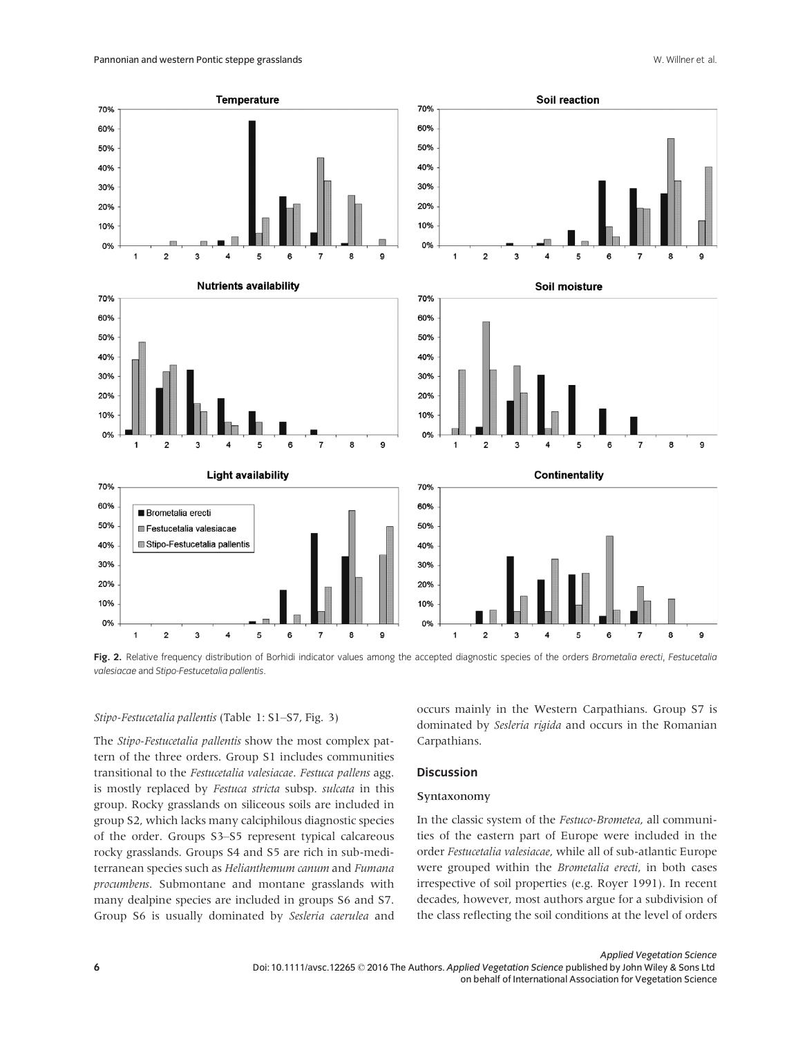**Fig. 2.** Relative frequency distribution of Borhidi indicator values among the accepted diagnostic species of the orders *Brometalia erecti*, *Festucetalia valesiacae* and *Stipo-Festucetalia pallentis*.

*Stipo-Festucetalia pallentis* (Table 1: S1–S7, Fig. 3)

The *Stipo-Festucetalia pallentis* show the most complex pattern of the three orders. Group S1 includes communities transitional to the *Festucetalia valesiacae*. *Festuca pallens* agg. is mostly replaced by *Festuca stricta* subsp. *sulcata* in this group. Rocky grasslands on siliceous soils are included in group S2, which lacks many calciphilous diagnostic species of the order. Groups S3–S5 represent typical calcareous rocky grasslands. Groups S4 and S5 are rich in sub-mediterranean species such as *Helianthemum canum* and *Fumana procumbens*. Submontane and montane grasslands with many dealpine species are included in groups S6 and S7. Group S6 is usually dominated by *Sesleria caerulea* and occurs mainly in the Western Carpathians. Group S7 is dominated by *Sesleria rigida* and occurs in the Romanian Carpathians.

## Discussion

### Syntaxonomy

In the classic system of the *Festuco-Brometea*, all communities of the eastern part of Europe were included in the order *Festucetalia valesiacae*, while all of sub-atlantic Europe were grouped within the *Brometalia erecti*, in both cases irrespective of soil properties (e.g. Royer 1991). In recent decades, however, most authors argue for a subdivision of the class reflecting the soil conditions at the level of orders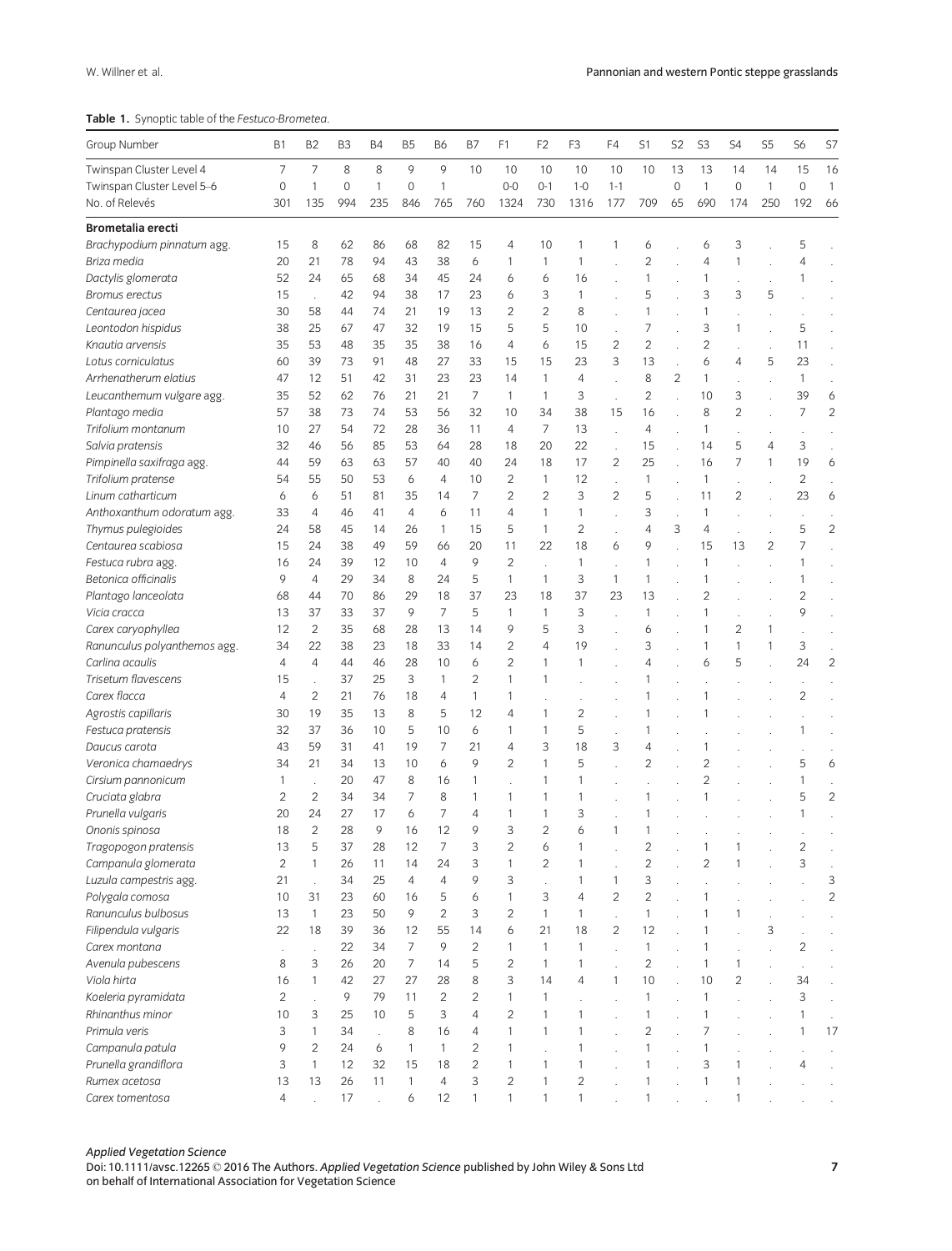**Table 1.** Synoptic table of the *Festuco-Brometea*.

| Group Number | B1 | B2 | B3 | B4 | B5 | B6 | B7 | F1 | F2 | F3 | F4 | S1 | S2 | S3 | S4 | S5 | S6 | S7 |
|---|---|---|---|---|---|---|---|---|---|---|---|---|---|---|---|---|---|---|
| Twinspan Cluster Level 4 | 7 | 7 | 8 | 8 | 9 | 9 | 10 | 10 | 10 | 10 | 10 | 10 | 13 | 13 | 14 | 14 | 15 | 16 |
| Twinspan Cluster Level 5–6 | 0 | 1 | 0 | 1 | 0 | 1 | | 0-0 | 0-1 | 1-0 | 1-1 | | 0 | 1 | 0 | 1 | 0 | 1 |
| No. of Relevés | 301 | 135 | 994 | 235 | 846 | 765 | 760 | 1324 | 730 | 1316 | 177 | 709 | 65 | 690 | 174 | 250 | 192 | 66 |
| **Brometalia erecti** | | | | | | | | | | | | | | | | | | |
| *Brachypodium pinnatum* agg. | 15 | 8 | 62 | 86 | 68 | 82 | 15 | 4 | 10 | 1 | 1 | 6 | . | 6 | 3 | . | 5 | . |
| *Briza media* | 20 | 21 | 78 | 94 | 43 | 38 | 6 | 1 | 1 | 1 | . | 2 | . | 4 | 1 | . | 4 | . |
| *Dactylis glomerata* | 52 | 24 | 65 | 68 | 34 | 45 | 24 | 6 | 6 | 16 | . | 1 | . | 1 | . | . | 1 | . |
| *Bromus erectus* | 15 | . | 42 | 94 | 38 | 17 | 23 | 6 | 3 | 1 | . | 5 | . | 3 | 3 | 5 | . | . |
| *Centaurea jacea* | 30 | 58 | 44 | 74 | 21 | 19 | 13 | 2 | 2 | 8 | . | 1 | . | 1 | . | . | . | . |
| *Leontodon hispidus* | 38 | 25 | 67 | 47 | 32 | 19 | 15 | 5 | 5 | 10 | . | 7 | . | 3 | 1 | . | 5 | . |
| *Knautia arvensis* | 35 | 53 | 48 | 35 | 35 | 38 | 16 | 4 | 6 | 15 | 2 | 2 | . | 2 | . | . | 11 | . |
| *Lotus corniculatus* | 60 | 39 | 73 | 91 | 48 | 27 | 33 | 15 | 15 | 23 | 3 | 13 | . | 6 | 4 | 5 | 23 | . |
| *Arrhenatherum elatius* | 47 | 12 | 51 | 42 | 31 | 23 | 23 | 14 | 1 | 4 | . | 8 | 2 | 1 | . | . | 1 | . |
| *Leucanthemum vulgare* agg. | 35 | 52 | 62 | 76 | 21 | 21 | 7 | 1 | 1 | 3 | . | 2 | . | 10 | 3 | . | 39 | 6 |
| *Plantago media* | 57 | 38 | 73 | 74 | 53 | 56 | 32 | 10 | 34 | 38 | 15 | 16 | . | 8 | 2 | . | 7 | 2 |
| *Trifolium montanum* | 10 | 27 | 54 | 72 | 28 | 36 | 11 | 4 | 7 | 13 | . | 4 | . | 1 | . | . | . | . |
| *Salvia pratensis* | 32 | 46 | 56 | 85 | 53 | 64 | 28 | 18 | 20 | 22 | . | 15 | . | 14 | 5 | 4 | 3 | . |
| *Pimpinella saxifraga* agg. | 44 | 59 | 63 | 63 | 57 | 40 | 40 | 24 | 18 | 17 | 2 | 25 | . | 16 | 7 | 1 | 19 | 6 |
| *Trifolium pratense* | 54 | 55 | 50 | 53 | 6 | 4 | 10 | 2 | 1 | 12 | . | 1 | . | 1 | . | . | 2 | . |
| *Linum catharticum* | 6 | 6 | 51 | 81 | 35 | 14 | 7 | 2 | 2 | 3 | 2 | 5 | . | 11 | 2 | . | 23 | 6 |
| *Anthoxanthum odoratum* agg. | 33 | 4 | 46 | 41 | 4 | 6 | 11 | 4 | 1 | 1 | . | 3 | . | 1 | . | . | . | . |
| *Thymus pulegioides* | 24 | 58 | 45 | 14 | 26 | 1 | 15 | 5 | 1 | 2 | . | 4 | 3 | 4 | . | . | 5 | 2 |
| *Centaurea scabiosa* | 15 | 24 | 38 | 49 | 59 | 66 | 20 | 11 | 22 | 18 | 6 | 9 | . | 15 | 13 | 2 | 7 | . |
| *Festuca rubra* agg. | 16 | 24 | 39 | 12 | 10 | 4 | 9 | 2 | . | 1 | . | 1 | . | 1 | . | . | 1 | . |
| *Betonica officinalis* | 9 | 4 | 29 | 34 | 8 | 24 | 5 | 1 | 1 | 3 | 1 | 1 | . | 1 | . | . | 1 | . |
| *Plantago lanceolata* | 68 | 44 | 70 | 86 | 29 | 18 | 37 | 23 | 18 | 37 | 23 | 13 | . | 2 | . | . | 2 | . |
| *Vicia cracca* | 13 | 37 | 33 | 37 | 9 | 7 | 5 | 1 | 1 | 3 | . | 1 | . | 1 | . | . | 9 | . |
| *Carex caryophyllea* | 12 | 2 | 35 | 68 | 28 | 13 | 14 | 9 | 5 | 3 | . | 6 | . | 1 | 2 | 1 | . | . |
| *Ranunculus polyanthemos* agg. | 34 | 22 | 38 | 23 | 18 | 33 | 14 | 2 | 4 | 19 | . | 3 | . | 1 | 1 | 1 | 3 | . |
| *Carlina acaulis* | 4 | 4 | 44 | 46 | 28 | 10 | 6 | 2 | 1 | 1 | . | 4 | . | 6 | 5 | . | 24 | 2 |
| *Trisetum flavescens* | 15 | . | 37 | 25 | 3 | 1 | 2 | 1 | 1 | . | . | 1 | . | . | . | . | . | . |
| *Carex flacca* | 4 | 2 | 21 | 76 | 18 | 4 | 1 | 1 | . | . | . | 1 | . | 1 | . | . | 2 | . |
| *Agrostis capillaris* | 30 | 19 | 35 | 13 | 8 | 5 | 12 | 4 | 1 | 2 | . | 1 | . | 1 | . | . | . | . |
| *Festuca pratensis* | 32 | 37 | 36 | 10 | 5 | 10 | 6 | 1 | 1 | 5 | . | 1 | . | . | . | . | 1 | . |
| *Daucus carota* | 43 | 59 | 31 | 41 | 19 | 7 | 21 | 4 | 3 | 18 | 3 | 4 | . | 1 | . | . | . | . |
| *Veronica chamaedrys* | 34 | 21 | 34 | 13 | 10 | 6 | 9 | 2 | 1 | 5 | . | 2 | . | 2 | . | . | 5 | 6 |
| *Cirsium pannonicum* | 1 | . | 20 | 47 | 8 | 16 | 1 | . | 1 | 1 | . | . | . | 2 | . | . | 1 | . |
| *Cruciata glabra* | 2 | 2 | 34 | 34 | 7 | 8 | 1 | 1 | 1 | 1 | . | 1 | . | 1 | . | . | 5 | 2 |
| *Prunella vulgaris* | 20 | 24 | 27 | 17 | 6 | 7 | 4 | 1 | 1 | 3 | . | 1 | . | . | . | . | 1 | . |
| *Ononis spinosa* | 18 | 2 | 28 | 9 | 16 | 12 | 9 | 3 | 2 | 6 | 1 | 1 | . | . | . | . | . | . |
| *Tragopogon pratensis* | 13 | 5 | 37 | 28 | 12 | 7 | 3 | 2 | 6 | 1 | . | 2 | . | 1 | 1 | . | 2 | . |
| *Campanula glomerata* | 2 | 1 | 26 | 11 | 14 | 24 | 3 | 1 | 2 | 1 | . | 2 | . | 2 | 1 | . | 3 | . |
| *Luzula campestris* agg. | 21 | . | 34 | 25 | 4 | 4 | 9 | 3 | . | 1 | 1 | 3 | . | . | . | . | . | 3 |
| *Polygala comosa* | 10 | 31 | 23 | 60 | 16 | 5 | 6 | 1 | 3 | 4 | 2 | 2 | . | 1 | . | . | . | 2 |
| *Ranunculus bulbosus* | 13 | 1 | 23 | 50 | 9 | 2 | 3 | 2 | 1 | 1 | . | 1 | . | 1 | 1 | . | . | . |
| *Filipendula vulgaris* | 22 | 18 | 39 | 36 | 12 | 55 | 14 | 6 | 21 | 18 | 2 | 12 | . | 1 | . | 3 | . | . |
| *Carex montana* | . | . | 22 | 34 | 7 | 9 | 2 | 1 | 1 | 1 | . | 1 | . | 1 | . | . | 2 | . |
| *Avenula pubescens* | 8 | 3 | 26 | 20 | 7 | 14 | 5 | 2 | 1 | 1 | . | 2 | . | 1 | 1 | . | . | . |
| *Viola hirta* | 16 | 1 | 42 | 27 | 27 | 28 | 8 | 3 | 14 | 4 | 1 | 10 | . | 10 | 2 | . | 34 | . |
| *Koeleria pyramidata* | 2 | . | 9 | 79 | 11 | 2 | 2 | 1 | 1 | . | . | 1 | . | 1 | . | . | 3 | . |
| *Rhinanthus minor* | 10 | 3 | 25 | 10 | 5 | 3 | 4 | 2 | 1 | 1 | . | 1 | . | 1 | . | . | 1 | . |
| *Primula veris* | 3 | 1 | 34 | . | 8 | 16 | 4 | 1 | 1 | 1 | . | 2 | . | 7 | . | . | 1 | 17 |
| *Campanula patula* | 9 | 2 | 24 | 6 | 1 | 1 | 2 | 1 | . | 1 | . | 1 | . | 1 | . | . | . | . |
| *Prunella grandiflora* | 3 | 1 | 12 | 32 | 15 | 18 | 2 | 1 | 1 | 1 | . | 1 | . | 3 | 1 | . | 4 | . |
| *Rumex acetosa* | 13 | 13 | 26 | 11 | 1 | 4 | 3 | 2 | 1 | 2 | . | 1 | . | 1 | 1 | . | . | . |
| *Carex tomentosa* | 4 | . | 17 | . | 6 | 12 | 1 | 1 | 1 | 1 | . | 1 | . | . | 1 | . | . | . |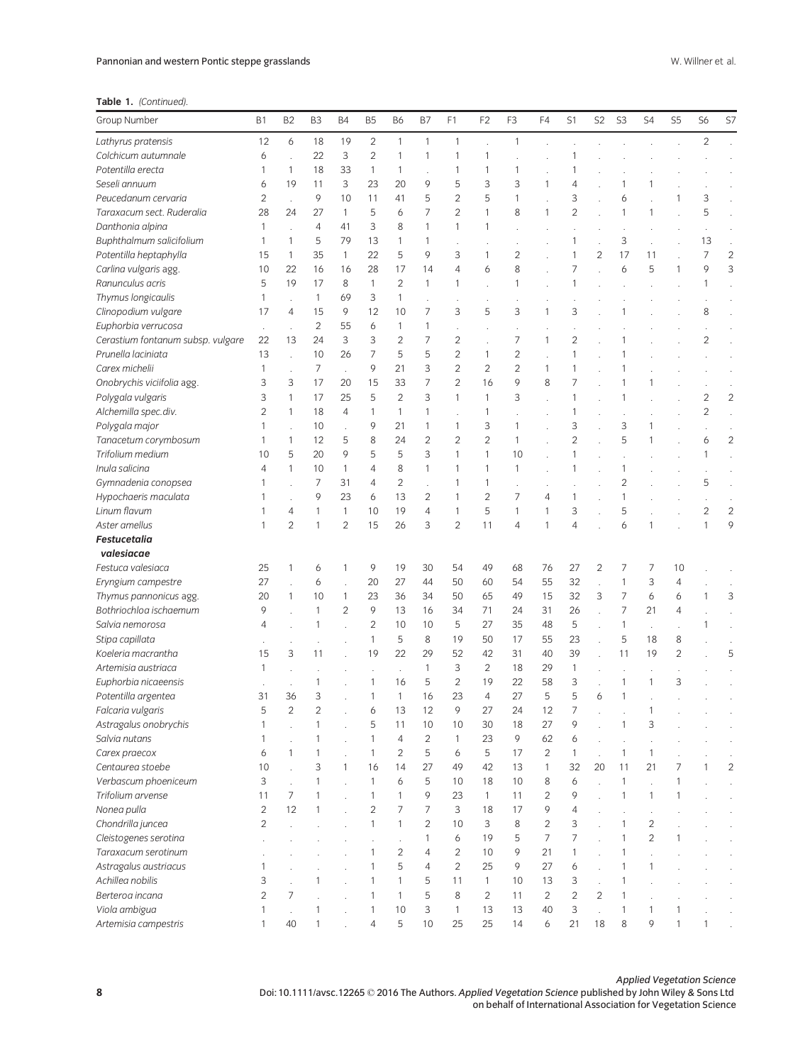**Table 1.** *(Continued).*

| Group Number | B1 | B2 | B3 | B4 | B5 | B6 | B7 | F1 | F2 | F3 | F4 | S1 | S2 | S3 | S4 | S5 | S6 | S7 |
|---|---|---|---|---|---|---|---|---|---|---|---|---|---|---|---|---|---|---|
| *Lathyrus pratensis* | 12 | 6 | 18 | 19 | 2 | 1 | 1 | 1 | . | 1 | . | . | . | . | . | . | 2 | . |
| *Colchicum autumnale* | 6 | . | 22 | 3 | 2 | 1 | 1 | 1 | 1 | . | . | 1 | . | . | . | . | . | . |
| *Potentilla erecta* | 1 | 1 | 18 | 33 | 1 | 1 | . | 1 | 1 | 1 | . | 1 | . | . | . | . | . | . |
| *Seseli annuum* | 6 | 19 | 11 | 3 | 23 | 20 | 9 | 5 | 3 | 3 | 1 | 4 | . | 1 | 1 | . | . | . |
| *Peucedanum cervaria* | 2 | . | 9 | 10 | 11 | 41 | 5 | 2 | 5 | 1 | . | 3 | . | 6 | . | 1 | 3 | . |
| *Taraxacum sect. Ruderalia* | 28 | 24 | 27 | 1 | 5 | 6 | 7 | 2 | 1 | 8 | 1 | 2 | . | 1 | 1 | . | 5 | . |
| *Danthonia alpina* | 1 | . | 4 | 41 | 3 | 8 | 1 | 1 | 1 | . | . | . | . | . | . | . | . | . |
| *Buphthalmum salicifolium* | 1 | 1 | 5 | 79 | 13 | 1 | 1 | . | . | . | . | 1 | . | 3 | . | . | 13 | . |
| *Potentilla heptaphylla* | 15 | 1 | 35 | 1 | 22 | 5 | 9 | 3 | 1 | 2 | . | 1 | 2 | 17 | 11 | . | 7 | 2 |
| *Carlina vulgaris* agg. | 10 | 22 | 16 | 16 | 28 | 17 | 14 | 4 | 6 | 8 | . | 7 | . | 6 | 5 | 1 | 9 | 3 |
| *Ranunculus acris* | 5 | 19 | 17 | 8 | 1 | 2 | 1 | 1 | . | 1 | . | 1 | . | . | . | . | 1 | . |
| *Thymus longicaulis* | 1 | . | 1 | 69 | 3 | 1 | . | . | . | . | . | . | . | . | . | . | . | . |
| *Clinopodium vulgare* | 17 | 4 | 15 | 9 | 12 | 10 | 7 | 3 | 5 | 3 | 1 | 3 | . | 1 | . | . | 8 | . |
| *Euphorbia verrucosa* | . | . | 2 | 55 | 6 | 1 | 1 | . | . | . | . | . | . | . | . | . | . | . |
| *Cerastium fontanum subsp. vulgare* | 22 | 13 | 24 | 3 | 3 | 2 | 7 | 2 | . | 7 | 1 | 2 | . | 1 | . | . | 2 | . |
| *Prunella laciniata* | 13 | . | 10 | 26 | 7 | 5 | 5 | 2 | 1 | 2 | . | 1 | . | 1 | . | . | . | . |
| *Carex michelii* | 1 | . | 7 | . | 9 | 21 | 3 | 2 | 2 | 2 | 1 | 1 | . | 1 | . | . | . | . |
| *Onobrychis viciifolia* agg. | 3 | 3 | 17 | 20 | 15 | 33 | 7 | 2 | 16 | 9 | 8 | 7 | . | 1 | 1 | . | . | . |
| *Polygala vulgaris* | 3 | 1 | 17 | 25 | 5 | 2 | 3 | 1 | 1 | 3 | . | 1 | . | 1 | . | . | 2 | 2 |
| *Alchemilla spec.div.* | 2 | 1 | 18 | 4 | 1 | 1 | 1 | . | 1 | . | . | 1 | . | . | . | . | 2 | . |
| *Polygala major* | 1 | . | 10 | . | 9 | 21 | 1 | 1 | 3 | 1 | . | 3 | . | 3 | 1 | . | . | . |
| *Tanacetum corymbosum* | 1 | 1 | 12 | 5 | 8 | 24 | 2 | 2 | 2 | 1 | . | 2 | . | 5 | 1 | . | 6 | 2 |
| *Trifolium medium* | 10 | 5 | 20 | 9 | 5 | 5 | 3 | 1 | 1 | 10 | . | 1 | . | . | . | . | 1 | . |
| *Inula salicina* | 4 | 1 | 10 | 1 | 4 | 8 | 1 | 1 | 1 | 1 | . | 1 | . | 1 | . | . | . | . |
| *Gymnadenia conopsea* | 1 | . | 7 | 31 | 4 | 2 | . | 1 | 1 | . | . | . | . | 2 | . | . | 5 | . |
| *Hypochaeris maculata* | 1 | . | 9 | 23 | 6 | 13 | 2 | 1 | 2 | 7 | 4 | 1 | . | 1 | . | . | . | . |
| *Linum flavum* | 1 | 4 | 1 | 1 | 10 | 19 | 4 | 1 | 5 | 1 | 1 | 3 | . | 5 | . | . | 2 | 2 |
| *Aster amellus* | 1 | 2 | 1 | 2 | 15 | 26 | 3 | 2 | 11 | 4 | 1 | 4 | . | 6 | 1 | . | 1 | 9 |
| ***Festucetalia valesiacae*** | | | | | | | | | | | | | | | | | | |
| *Festuca valesiaca* | 25 | 1 | 6 | 1 | 9 | 19 | 30 | 54 | 49 | 68 | 76 | 27 | 2 | 7 | 7 | 10 | . | . |
| *Eryngium campestre* | 27 | . | 6 | . | 20 | 27 | 44 | 50 | 60 | 54 | 55 | 32 | . | 1 | 3 | 4 | . | . |
| *Thymus pannonicus* agg. | 20 | 1 | 10 | 1 | 23 | 36 | 34 | 50 | 65 | 49 | 15 | 32 | 3 | 7 | 6 | 6 | 1 | 3 |
| *Bothriochloa ischaemum* | 9 | . | 1 | 2 | 9 | 13 | 16 | 34 | 71 | 24 | 31 | 26 | . | 7 | 21 | 4 | . | . |
| *Salvia nemorosa* | 4 | . | 1 | . | 2 | 10 | 10 | 5 | 27 | 35 | 48 | 5 | . | 1 | . | . | 1 | . |
| *Stipa capillata* | . | . | . | . | 1 | 5 | 8 | 19 | 50 | 17 | 55 | 23 | . | 5 | 18 | 8 | . | . |
| *Koeleria macrantha* | 15 | 3 | 11 | . | 19 | 22 | 29 | 52 | 42 | 31 | 40 | 39 | . | 11 | 19 | 2 | . | 5 |
| *Artemisia austriaca* | 1 | . | . | . | . | . | 1 | 3 | 2 | 18 | 29 | 1 | . | . | . | . | . | . |
| *Euphorbia nicaeensis* | . | . | 1 | . | 1 | 16 | 5 | 2 | 19 | 22 | 58 | 3 | . | 1 | 1 | 3 | . | . |
| *Potentilla argentea* | 31 | 36 | 3 | . | 1 | 1 | 16 | 23 | 4 | 27 | 5 | 5 | 6 | 1 | . | . | . | . |
| *Falcaria vulgaris* | 5 | 2 | 2 | . | 6 | 13 | 12 | 9 | 27 | 24 | 12 | 7 | . | . | 1 | . | . | . |
| *Astragalus onobrychis* | 1 | . | 1 | . | 5 | 11 | 10 | 10 | 30 | 18 | 27 | 9 | . | 1 | 3 | . | . | . |
| *Salvia nutans* | 1 | . | 1 | . | 1 | 4 | 2 | 1 | 23 | 9 | 62 | 6 | . | . | . | . | . | . |
| *Carex praecox* | 6 | 1 | 1 | . | 1 | 2 | 5 | 6 | 5 | 17 | 2 | 1 | . | 1 | 1 | . | . | . |
| *Centaurea stoebe* | 10 | . | 3 | 1 | 16 | 14 | 27 | 49 | 42 | 13 | 1 | 32 | 20 | 11 | 21 | 7 | 1 | 2 |
| *Verbascum phoeniceum* | 3 | . | 1 | . | 1 | 6 | 5 | 10 | 18 | 10 | 8 | 6 | . | 1 | . | 1 | . | . |
| *Trifolium arvense* | 11 | 7 | 1 | . | 1 | 1 | 9 | 23 | 1 | 11 | 2 | 9 | . | 1 | 1 | 1 | . | . |
| *Nonea pulla* | 2 | 12 | 1 | . | 2 | 7 | 7 | 3 | 18 | 17 | 9 | 4 | . | . | . | . | . | . |
| *Chondrilla juncea* | 2 | . | . | . | 1 | 1 | 2 | 10 | 3 | 8 | 2 | 3 | . | 1 | 2 | . | . | . |
| *Cleistogenes serotina* | . | . | . | . | . | . | 1 | 6 | 19 | 5 | 7 | 7 | . | 1 | 2 | 1 | . | . |
| *Taraxacum serotinum* | . | . | . | . | 1 | 2 | 4 | 2 | 10 | 9 | 21 | 1 | . | 1 | . | . | . | . |
| *Astragalus austriacus* | 1 | . | . | . | 1 | 5 | 4 | 2 | 25 | 9 | 27 | 6 | . | 1 | 1 | . | . | . |
| *Achillea nobilis* | 3 | . | 1 | . | 1 | 1 | 5 | 11 | 1 | 10 | 13 | 3 | . | 1 | . | . | . | . |
| *Berteroa incana* | 2 | 7 | . | . | 1 | 1 | 5 | 8 | 2 | 11 | 2 | 2 | 2 | 1 | . | . | . | . |
| *Viola ambigua* | 1 | . | 1 | . | 1 | 10 | 3 | 1 | 13 | 13 | 40 | 3 | . | 1 | 1 | 1 | . | . |
| *Artemisia campestris* | 1 | 40 | 1 | . | 4 | 5 | 10 | 25 | 25 | 14 | 6 | 21 | 18 | 8 | 9 | 1 | 1 | . |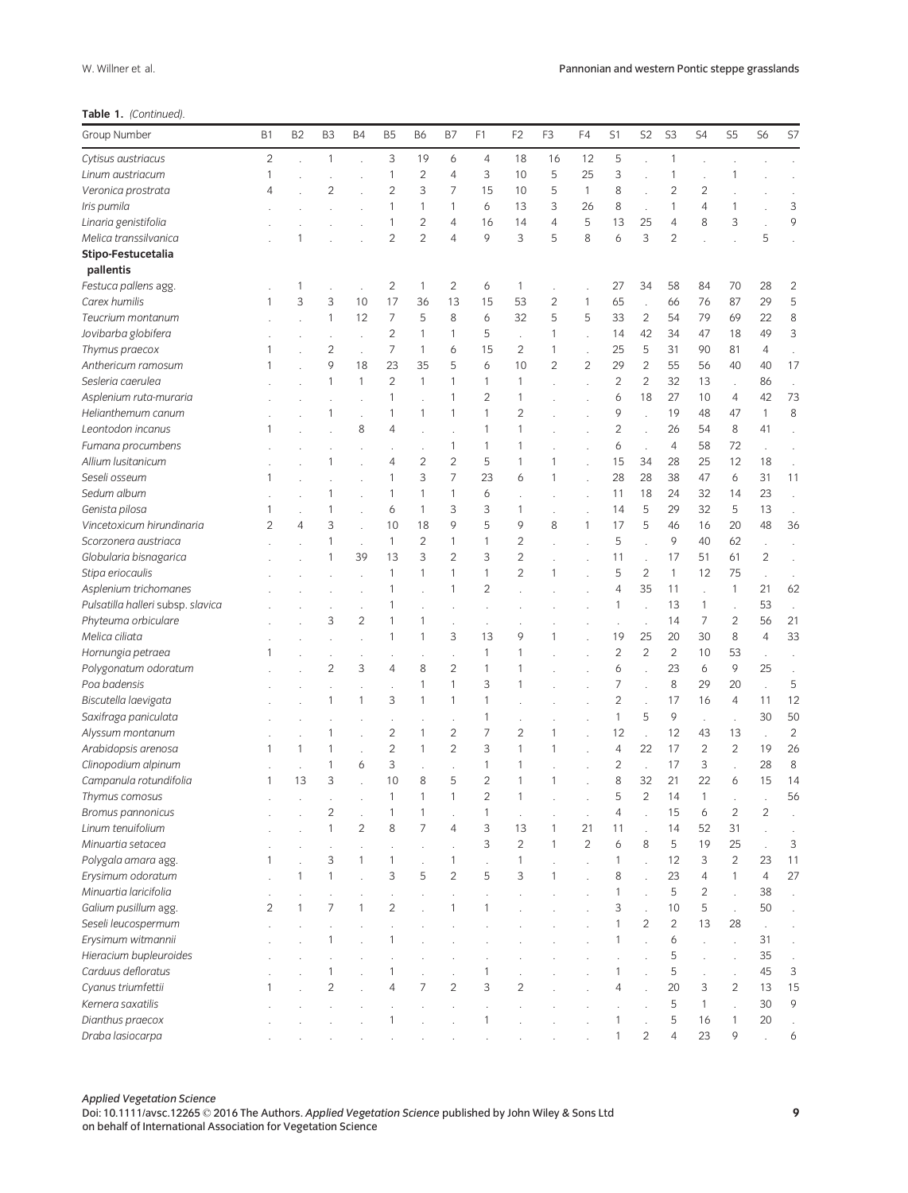**Table 1.** *(Continued).*

| Group Number | B1 | B2 | B3 | B4 | B5 | B6 | B7 | F1 | F2 | F3 | F4 | S1 | S2 | S3 | S4 | S5 | S6 | S7 |
|---|---|---|---|---|---|---|---|---|---|---|---|---|---|---|---|---|---|---|
| *Cytisus austriacus* | 2 | . | 1 | . | 3 | 19 | 6 | 4 | 18 | 16 | 12 | 5 | . | 1 | . | . | . | . |
| *Linum austriacum* | 1 | . | . | . | 1 | 2 | 4 | 3 | 10 | 5 | 25 | 3 | . | 1 | . | 1 | . | . |
| *Veronica prostrata* | 4 | . | 2 | . | 2 | 3 | 7 | 15 | 10 | 5 | 1 | 8 | . | 2 | 2 | . | . | . |
| *Iris pumila* | . | . | . | . | 1 | 1 | 1 | 6 | 13 | 3 | 26 | 8 | . | 1 | 4 | 1 | . | 3 |
| *Linaria genistifolia* | . | . | . | . | 1 | 2 | 4 | 16 | 14 | 4 | 5 | 13 | 25 | 4 | 8 | 3 | . | 9 |
| *Melica transsilvanica* | . | 1 | . | . | 2 | 2 | 4 | 9 | 3 | 5 | 8 | 6 | 3 | 2 | . | . | 5 | . |
| **Stipo-Festucetalia pallentis** | | | | | | | | | | | | | | | | | | |
| *Festuca pallens* agg. | . | 1 | . | . | 2 | 1 | 2 | 6 | 1 | . | . | 27 | 34 | 58 | 84 | 70 | 28 | 2 |
| *Carex humilis* | 1 | 3 | 3 | 10 | 17 | 36 | 13 | 15 | 53 | 2 | 1 | 65 | . | 66 | 76 | 87 | 29 | 5 |
| *Teucrium montanum* | . | . | 1 | 12 | 7 | 5 | 8 | 6 | 32 | 5 | 5 | 33 | 2 | 54 | 79 | 69 | 22 | 8 |
| *Jovibarba globifera* | . | . | . | . | 2 | 1 | 1 | 5 | . | 1 | . | 14 | 42 | 34 | 47 | 18 | 49 | 3 |
| *Thymus praecox* | 1 | . | 2 | . | 7 | 1 | 6 | 15 | 2 | 1 | . | 25 | 5 | 31 | 90 | 81 | 4 | . |
| *Anthericum ramosum* | 1 | . | 9 | 18 | 23 | 35 | 5 | 6 | 10 | 2 | 2 | 29 | 2 | 55 | 56 | 40 | 40 | 17 |
| *Sesleria caerulea* | . | . | 1 | 1 | 2 | 1 | 1 | 1 | 1 | . | . | 2 | 2 | 32 | 13 | . | 86 | . |
| *Asplenium ruta-muraria* | . | . | . | . | 1 | . | 1 | 2 | 1 | . | . | 6 | 18 | 27 | 10 | 4 | 42 | 73 |
| *Helianthemum canum* | . | . | 1 | . | 1 | 1 | 1 | 1 | 2 | . | . | 9 | . | 19 | 48 | 47 | 1 | 8 |
| *Leontodon incanus* | 1 | . | . | 8 | 4 | . | . | 1 | 1 | . | . | 2 | . | 26 | 54 | 8 | 41 | . |
| *Fumana procumbens* | . | . | . | . | . | . | 1 | 1 | 1 | . | . | 6 | . | 4 | 58 | 72 | . | . |
| *Allium lusitanicum* | . | . | 1 | . | 4 | 2 | 2 | 5 | 1 | 1 | . | 15 | 34 | 28 | 25 | 12 | 18 | . |
| *Seseli osseum* | 1 | . | . | . | 1 | 3 | 7 | 23 | 6 | 1 | . | 28 | 28 | 38 | 47 | 6 | 31 | 11 |
| *Sedum album* | . | . | 1 | . | 1 | 1 | 1 | 6 | . | . | . | 11 | 18 | 24 | 32 | 14 | 23 | . |
| *Genista pilosa* | 1 | . | 1 | . | 6 | 1 | 3 | 3 | 1 | . | . | 14 | 5 | 29 | 32 | 5 | 13 | . |
| *Vincetoxicum hirundinaria* | 2 | 4 | 3 | . | 10 | 18 | 9 | 5 | 9 | 8 | 1 | 17 | 5 | 46 | 16 | 20 | 48 | 36 |
| *Scorzonera austriaca* | . | . | 1 | . | 1 | 2 | 1 | 1 | 2 | . | . | 5 | . | 9 | 40 | 62 | . | . |
| *Globularia bisnagarica* | . | . | 1 | 39 | 13 | 3 | 2 | 3 | 2 | . | . | 11 | . | 17 | 51 | 61 | 2 | . |
| *Stipa eriocaulis* | . | . | . | . | 1 | 1 | 1 | 1 | 2 | 1 | . | 5 | 2 | 1 | 12 | 75 | . | . |
| *Asplenium trichomanes* | . | . | . | . | 1 | . | 1 | 2 | . | . | . | 4 | 35 | 11 | . | 1 | 21 | 62 |
| *Pulsatilla halleri* subsp. *slavica* | . | . | . | . | 1 | . | . | . | . | . | . | 1 | . | 13 | 1 | . | 53 | . |
| *Phyteuma orbiculare* | . | . | 3 | 2 | 1 | 1 | . | . | . | . | . | . | . | 14 | 7 | 2 | 56 | 21 |
| *Melica ciliata* | . | . | . | . | 1 | 1 | 3 | 13 | 9 | 1 | . | 19 | 25 | 20 | 30 | 8 | 4 | 33 |
| *Hornungia petraea* | 1 | . | . | . | . | . | . | 1 | 1 | . | . | 2 | 2 | 2 | 10 | 53 | . | . |
| *Polygonatum odoratum* | . | . | 2 | 3 | 4 | 8 | 2 | 1 | 1 | . | . | 6 | . | 23 | 6 | 9 | 25 | . |
| *Poa badensis* | . | . | . | . | . | 1 | 1 | 3 | 1 | . | . | 7 | . | 8 | 29 | 20 | . | 5 |
| *Biscutella laevigata* | . | . | 1 | 1 | 3 | 1 | 1 | 1 | . | . | . | 2 | . | 17 | 16 | 4 | 11 | 12 |
| *Saxifraga paniculata* | . | . | . | . | . | . | . | 1 | . | . | . | 1 | 5 | 9 | . | . | 30 | 50 |
| *Alyssum montanum* | . | . | 1 | . | 2 | 1 | 2 | 7 | 2 | 1 | . | 12 | . | 12 | 43 | 13 | . | 2 |
| *Arabidopsis arenosa* | 1 | 1 | 1 | . | 2 | 1 | 2 | 3 | 1 | 1 | . | 4 | 22 | 17 | 2 | 2 | 19 | 26 |
| *Clinopodium alpinum* | . | . | 1 | 6 | 3 | . | . | 1 | 1 | . | . | 2 | . | 17 | 3 | . | 28 | 8 |
| *Campanula rotundifolia* | 1 | 13 | 3 | . | 10 | 8 | 5 | 2 | 1 | 1 | . | 8 | 32 | 21 | 22 | 6 | 15 | 14 |
| *Thymus comosus* | . | . | . | . | 1 | 1 | 1 | 2 | 1 | . | . | 5 | 2 | 14 | 1 | . | . | 56 |
| *Bromus pannonicus* | . | . | 2 | . | 1 | 1 | . | 1 | . | . | . | 4 | . | 15 | 6 | 2 | 2 | . |
| *Linum tenuifolium* | . | . | 1 | 2 | 8 | 7 | 4 | 3 | 13 | 1 | 21 | 11 | . | 14 | 52 | 31 | . | . |
| *Minuartia setacea* | . | . | . | . | . | . | . | 3 | 2 | 1 | 2 | 6 | 8 | 5 | 19 | 25 | . | 3 |
| *Polygala amara* agg. | 1 | . | 3 | 1 | 1 | . | 1 | . | 1 | . | . | 1 | . | 12 | 3 | 2 | 23 | 11 |
| *Erysimum odoratum* | . | 1 | 1 | . | 3 | 5 | 2 | 5 | 3 | 1 | . | 8 | . | 23 | 4 | 1 | 4 | 27 |
| *Minuartia laricifolia* | . | . | . | . | . | . | . | . | . | . | . | 1 | . | 5 | 2 | . | 38 | . |
| *Galium pusillum* agg. | 2 | 1 | 7 | 1 | 2 | . | 1 | 1 | . | . | . | 3 | . | 10 | 5 | . | 50 | . |
| *Seseli leucospermum* | . | . | . | . | . | . | . | . | . | . | . | 1 | 2 | 2 | 13 | 28 | . | . |
| *Erysimum witmannii* | . | . | 1 | . | 1 | . | . | . | . | . | . | 1 | . | 6 | . | . | 31 | . |
| *Hieracium bupleuroides* | . | . | . | . | . | . | . | . | . | . | . | . | . | 5 | . | . | 35 | . |
| *Carduus defloratus* | . | . | 1 | . | 1 | . | . | 1 | . | . | . | 1 | . | 5 | . | . | 45 | 3 |
| *Cyanus triumfettii* | 1 | . | 2 | . | 4 | 7 | 2 | 3 | 2 | . | . | 4 | . | 20 | 3 | 2 | 13 | 15 |
| *Kernera saxatilis* | . | . | . | . | . | . | . | . | . | . | . | . | . | 5 | 1 | . | 30 | 9 |
| *Dianthus praecox* | . | . | . | . | 1 | . | . | 1 | . | . | . | 1 | . | 5 | 16 | 1 | 20 | . |
| *Draba lasiocarpa* | . | . | . | . | . | . | . | . | . | . | . | 1 | 2 | 4 | 23 | 9 | . | 6 |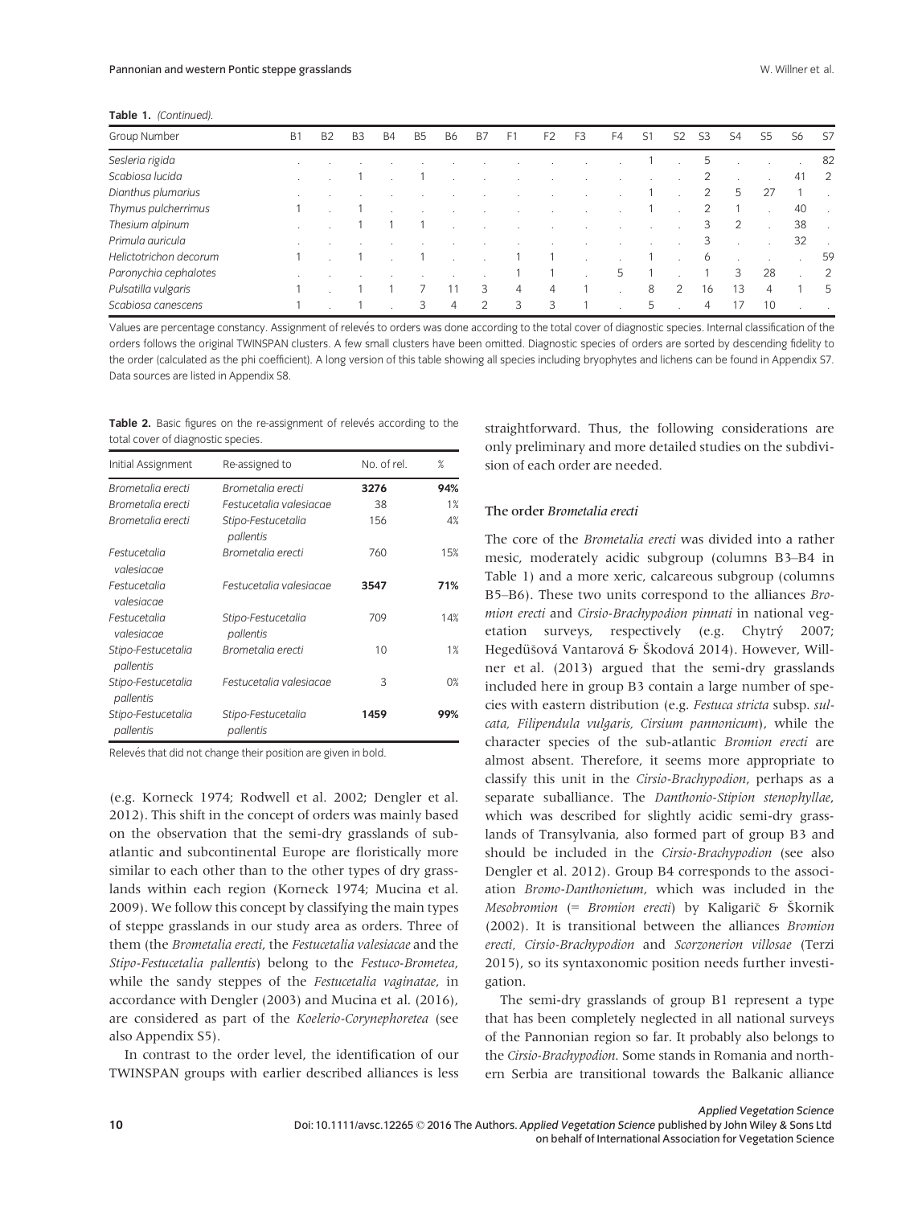**Table 1.** (Continued).

| Group Number | B1 | B2 | B3 | B4 | B5 | B6 | B7 | F1 | F2 | F3 | F4 | S1 | S2 | S3 | S4 | S5 | S6 | S7 |
|---|---|---|---|---|---|---|---|---|---|---|---|---|---|---|---|---|---|---|
| *Sesleria rigida* | . | . | . | . | . | . | . | . | . | . | . | 1 | . | 5 | . | . | . | 82 |
| *Scabiosa lucida* | . | . | 1 | . | 1 | . | . | . | . | . | . | . | . | 2 | . | . | 41 | 2 |
| *Dianthus plumarius* | . | . | . | . | . | . | . | . | . | . | . | 1 | . | 2 | 5 | 27 | 1 | . |
| *Thymus pulcherrimus* | 1 | . | 1 | . | . | . | . | . | . | . | . | 1 | . | 2 | 1 | . | 40 | . |
| *Thesium alpinum* | . | . | 1 | 1 | 1 | . | . | . | . | . | . | . | . | 3 | 2 | . | 38 | . |
| *Primula auricula* | . | . | . | . | . | . | . | . | . | . | . | . | . | 3 | . | . | 32 | . |
| *Helictotrichon decorum* | 1 | . | 1 | . | 1 | . | . | 1 | 1 | . | . | 1 | . | 6 | . | . | . | 59 |
| *Paronychia cephalotes* | . | . | . | . | . | . | . | 1 | 1 | . | 5 | 1 | . | 1 | 3 | 28 | . | 2 |
| *Pulsatilla vulgaris* | 1 | . | 1 | 1 | 7 | 11 | 3 | 4 | 4 | 1 | . | 8 | 2 | 16 | 13 | 4 | 1 | 5 |
| *Scabiosa canescens* | 1 | . | 1 | . | 3 | 4 | 2 | 3 | 3 | 1 | . | 5 | . | 4 | 17 | 10 | . | . |

Values are percentage constancy. Assignment of relevés to orders was done according to the total cover of diagnostic species. Internal classification of the orders follows the original TWINSPAN clusters. A few small clusters have been omitted. Diagnostic species of orders are sorted by descending fidelity to the order (calculated as the phi coefficient). A long version of this table showing all species including bryophytes and lichens can be found in Appendix S7. Data sources are listed in Appendix S8.

**Table 2.** Basic figures on the re-assignment of relevés according to the total cover of diagnostic species.

| Initial Assignment | Re-assigned to | No. of rel. | % |
|---|---|---|---|
| *Brometalia erecti* | *Brometalia erecti* | **3276** | **94%** |
| *Brometalia erecti* | *Festucetalia valesiacae* | 38 | 1% |
| *Brometalia erecti* | *Stipo-Festucetalia pallentis* | 156 | 4% |
| *Festucetalia valesiacae* | *Brometalia erecti* | 760 | 15% |
| *Festucetalia valesiacae* | *Festucetalia valesiacae* | **3547** | **71%** |
| *Festucetalia valesiacae* | *Stipo-Festucetalia pallentis* | 709 | 14% |
| *Stipo-Festucetalia pallentis* | *Brometalia erecti* | 10 | 1% |
| *Stipo-Festucetalia pallentis* | *Festucetalia valesiacae* | 3 | 0% |
| *Stipo-Festucetalia pallentis* | *Stipo-Festucetalia pallentis* | **1459** | **99%** |

Relevés that did not change their position are given in bold.

(e.g. Korneck 1974; Rodwell et al. 2002; Dengler et al. 2012). This shift in the concept of orders was mainly based on the observation that the semi-dry grasslands of sub-atlantic and subcontinental Europe are floristically more similar to each other than to the other types of dry grasslands within each region (Korneck 1974; Mucina et al. 2009). We follow this concept by classifying the main types of steppe grasslands in our study area as orders. Three of them (the *Brometalia erecti*, the *Festucetalia valesiacae* and the *Stipo-Festucetalia pallentis*) belong to the *Festuco-Brometea*, while the sandy steppes of the *Festucetalia vaginatae*, in accordance with Dengler (2003) and Mucina et al. (2016), are considered as part of the *Koelerio-Corynephoretea* (see also Appendix S5).

In contrast to the order level, the identification of our TWINSPAN groups with earlier described alliances is less straightforward. Thus, the following considerations are only preliminary and more detailed studies on the subdivision of each order are needed.

### The order *Brometalia erecti*

The core of the *Brometalia erecti* was divided into a rather mesic, moderately acidic subgroup (columns B3–B4 in Table 1) and a more xeric, calcareous subgroup (columns B5–B6). These two units correspond to the alliances *Bromion erecti* and *Cirsio-Brachypodion pinnati* in national vegetation surveys, respectively (e.g. Chytrý 2007; Hegedüšová Vantarová & Škodová 2014). However, Willner et al. (2013) argued that the semi-dry grasslands included here in group B3 contain a large number of species with eastern distribution (e.g. *Festuca stricta* subsp. *sulcata, Filipendula vulgaris, Cirsium pannonicum*), while the character species of the sub-atlantic *Bromion erecti* are almost absent. Therefore, it seems more appropriate to classify this unit in the *Cirsio-Brachypodion*, perhaps as a separate suballiance. The *Danthonio-Stipion stenophyllae*, which was described for slightly acidic semi-dry grasslands of Transylvania, also formed part of group B3 and should be included in the *Cirsio-Brachypodion* (see also Dengler et al. 2012). Group B4 corresponds to the association *Bromo-Danthonietum*, which was included in the *Mesobromion* (= *Bromion erecti*) by Kaligarič & Škornik (2002). It is transitional between the alliances *Bromion erecti, Cirsio-Brachypodion* and *Scorzonerion villosae* (Terzi 2015), so its syntaxonomic position needs further investigation.

The semi-dry grasslands of group B1 represent a type that has been completely neglected in all national surveys of the Pannonian region so far. It probably also belongs to the *Cirsio-Brachypodion*. Some stands in Romania and northern Serbia are transitional towards the Balkanic alliance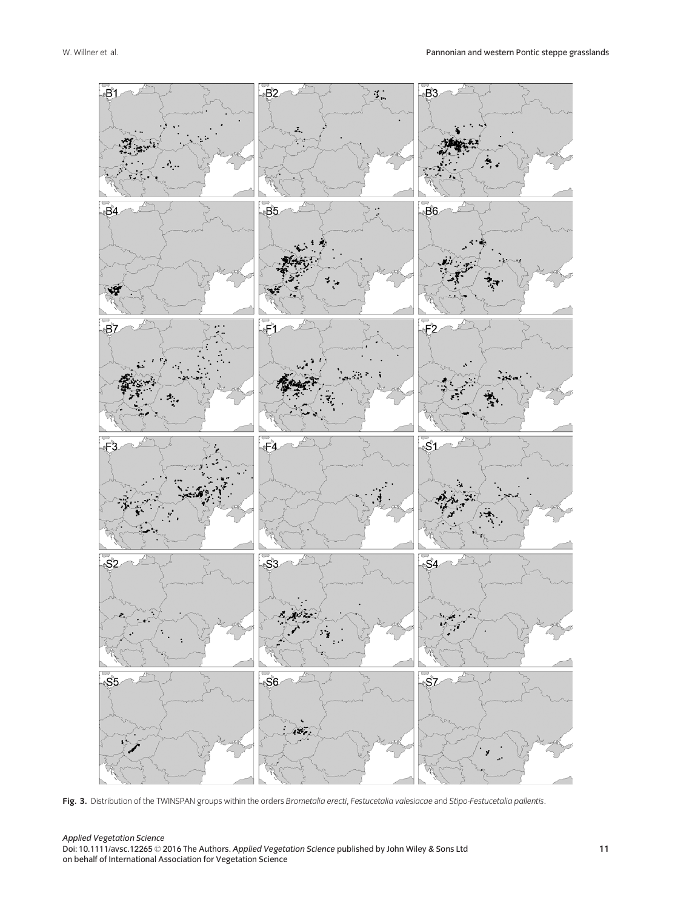**Fig. 3.** Distribution of the TWINSPAN groups within the orders *Brometalia erecti*, *Festucetalia valesiacae* and *Stipo-Festucetalia pallentis*.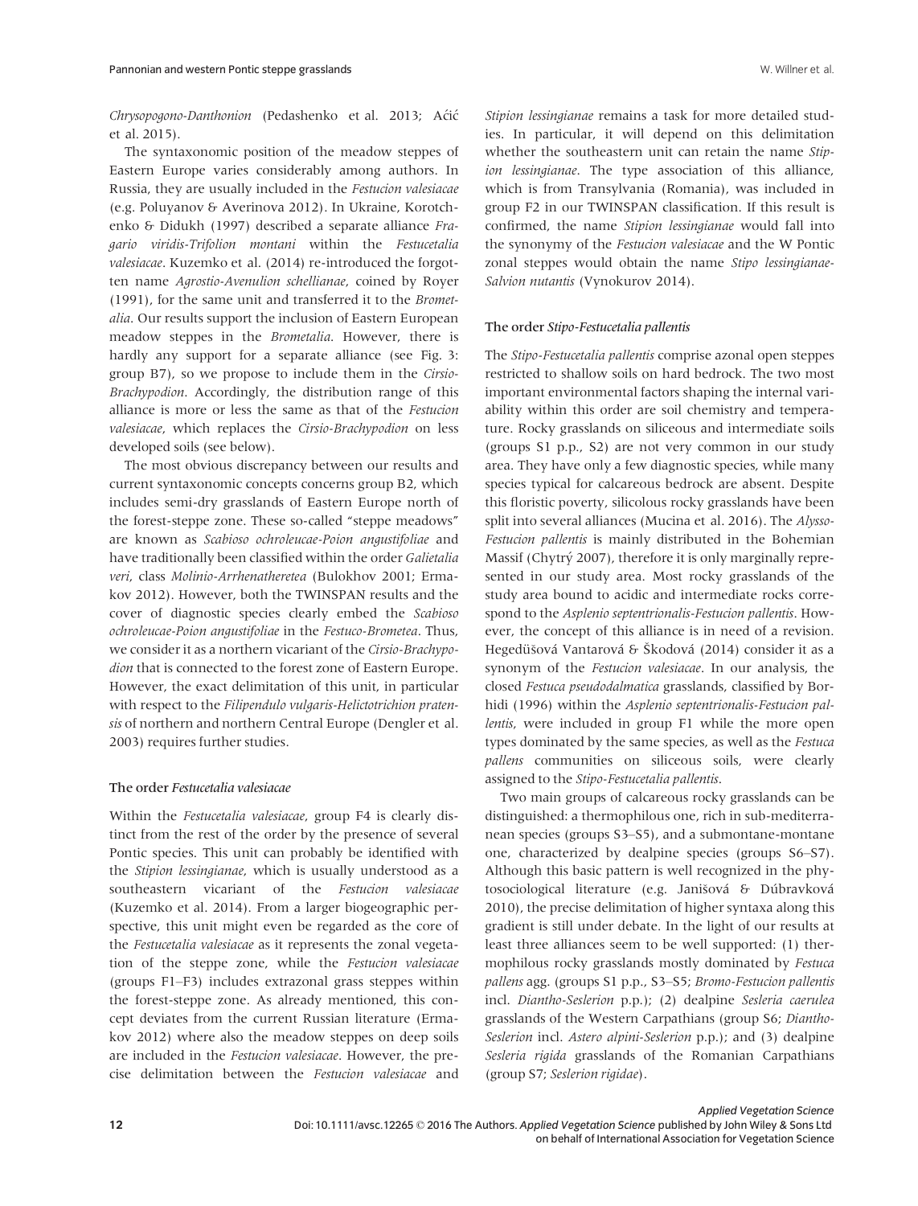*Chrysopogono-Danthonion* (Pedashenko et al. 2013; Aćić et al. 2015).

The syntaxonomic position of the meadow steppes of Eastern Europe varies considerably among authors. In Russia, they are usually included in the *Festucion valesiacae* (e.g. Poluyanov & Averinova 2012). In Ukraine, Korotchenko & Didukh (1997) described a separate alliance *Fragario viridis-Trifolion montani* within the *Festucetalia valesiacae*. Kuzemko et al. (2014) re-introduced the forgotten name *Agrostio-Avenulion schellianae*, coined by Royer (1991), for the same unit and transferred it to the *Brometalia*. Our results support the inclusion of Eastern European meadow steppes in the *Brometalia*. However, there is hardly any support for a separate alliance (see Fig. 3: group B7), so we propose to include them in the *Cirsio-Brachypodion*. Accordingly, the distribution range of this alliance is more or less the same as that of the *Festucion valesiacae*, which replaces the *Cirsio-Brachypodion* on less developed soils (see below).

The most obvious discrepancy between our results and current syntaxonomic concepts concerns group B2, which includes semi-dry grasslands of Eastern Europe north of the forest-steppe zone. These so-called "steppe meadows" are known as *Scabioso ochroleucae-Poion angustifoliae* and have traditionally been classified within the order *Galietalia veri*, class *Molinio-Arrhenatheretea* (Bulokhov 2001; Ermakov 2012). However, both the TWINSPAN results and the cover of diagnostic species clearly embed the *Scabioso ochroleucae-Poion angustifoliae* in the *Festuco-Brometea*. Thus, we consider it as a northern vicariant of the *Cirsio-Brachypodion* that is connected to the forest zone of Eastern Europe. However, the exact delimitation of this unit, in particular with respect to the *Filipendulo vulgaris-Helictotrichion pratensis* of northern and northern Central Europe (Dengler et al. 2003) requires further studies.

### The order *Festucetalia valesiacae*

Within the *Festucetalia valesiacae*, group F4 is clearly distinct from the rest of the order by the presence of several Pontic species. This unit can probably be identified with the *Stipion lessingianae*, which is usually understood as a southeastern vicariant of the *Festucion valesiacae* (Kuzemko et al. 2014). From a larger biogeographic perspective, this unit might even be regarded as the core of the *Festucetalia valesiacae* as it represents the zonal vegetation of the steppe zone, while the *Festucion valesiacae* (groups F1–F3) includes extrazonal grass steppes within the forest-steppe zone. As already mentioned, this concept deviates from the current Russian literature (Ermakov 2012) where also the meadow steppes on deep soils are included in the *Festucion valesiacae*. However, the precise delimitation between the *Festucion valesiacae* and *Stipion lessingianae* remains a task for more detailed studies. In particular, it will depend on this delimitation whether the southeastern unit can retain the name *Stipion lessingianae*. The type association of this alliance, which is from Transylvania (Romania), was included in group F2 in our TWINSPAN classification. If this result is confirmed, the name *Stipion lessingianae* would fall into the synonymy of the *Festucion valesiacae* and the W Pontic zonal steppes would obtain the name *Stipo lessingianae-Salvion nutantis* (Vynokurov 2014).

### The order *Stipo-Festucetalia pallentis*

The *Stipo-Festucetalia pallentis* comprise azonal open steppes restricted to shallow soils on hard bedrock. The two most important environmental factors shaping the internal variability within this order are soil chemistry and temperature. Rocky grasslands on siliceous and intermediate soils (groups S1 p.p., S2) are not very common in our study area. They have only a few diagnostic species, while many species typical for calcareous bedrock are absent. Despite this floristic poverty, silicolous rocky grasslands have been split into several alliances (Mucina et al. 2016). The *Alysso-Festucion pallentis* is mainly distributed in the Bohemian Massif (Chytrý 2007), therefore it is only marginally represented in our study area. Most rocky grasslands of the study area bound to acidic and intermediate rocks correspond to the *Asplenio septentrionalis-Festucion pallentis*. However, the concept of this alliance is in need of a revision. Hegedüšová Vantarová & Škodová (2014) consider it as a synonym of the *Festucion valesiacae*. In our analysis, the closed *Festuca pseudodalmatica* grasslands, classified by Borhidi (1996) within the *Asplenio septentrionalis-Festucion pallentis*, were included in group F1 while the more open types dominated by the same species, as well as the *Festuca pallens* communities on siliceous soils, were clearly assigned to the *Stipo-Festucetalia pallentis*.

Two main groups of calcareous rocky grasslands can be distinguished: a thermophilous one, rich in sub-mediterranean species (groups S3–S5), and a submontane-montane one, characterized by dealpine species (groups S6–S7). Although this basic pattern is well recognized in the phytosociological literature (e.g. Janišová & Dúbravková 2010), the precise delimitation of higher syntaxa along this gradient is still under debate. In the light of our results at least three alliances seem to be well supported: (1) thermophilous rocky grasslands mostly dominated by *Festuca pallens* agg. (groups S1 p.p., S3–S5; *Bromo-Festucion pallentis* incl. *Diantho-Seslerion* p.p.); (2) dealpine *Sesleria caerulea* grasslands of the Western Carpathians (group S6; *Diantho-Seslerion* incl. *Astero alpini-Seslerion* p.p.); and (3) dealpine *Sesleria rigida* grasslands of the Romanian Carpathians (group S7; *Seslerion rigidae*).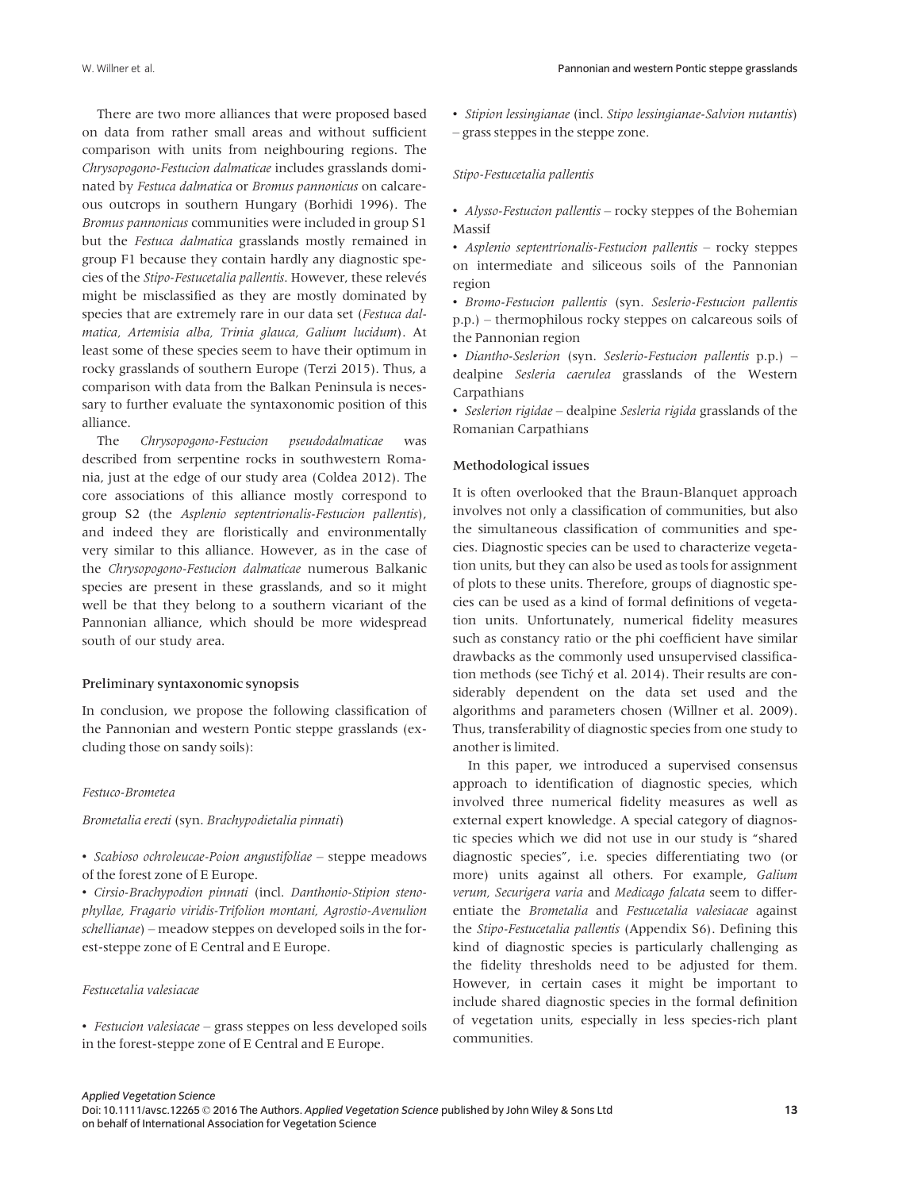There are two more alliances that were proposed based on data from rather small areas and without sufficient comparison with units from neighbouring regions. The *Chrysopogono-Festucion dalmaticae* includes grasslands dominated by *Festuca dalmatica* or *Bromus pannonicus* on calcareous outcrops in southern Hungary (Borhidi 1996). The *Bromus pannonicus* communities were included in group S1 but the *Festuca dalmatica* grasslands mostly remained in group F1 because they contain hardly any diagnostic species of the *Stipo-Festucetalia pallentis*. However, these relevés might be misclassified as they are mostly dominated by species that are extremely rare in our data set (*Festuca dalmatica, Artemisia alba, Trinia glauca, Galium lucidum*). At least some of these species seem to have their optimum in rocky grasslands of southern Europe (Terzi 2015). Thus, a comparison with data from the Balkan Peninsula is necessary to further evaluate the syntaxonomic position of this alliance.

The *Chrysopogono-Festucion pseudodalmaticae* was described from serpentine rocks in southwestern Romania, just at the edge of our study area (Coldea 2012). The core associations of this alliance mostly correspond to group S2 (the *Asplenio septentrionalis-Festucion pallentis*), and indeed they are floristically and environmentally very similar to this alliance. However, as in the case of the *Chrysopogono-Festucion dalmaticae* numerous Balkanic species are present in these grasslands, and so it might well be that they belong to a southern vicariant of the Pannonian alliance, which should be more widespread south of our study area.

### Preliminary syntaxonomic synopsis

In conclusion, we propose the following classification of the Pannonian and western Pontic steppe grasslands (excluding those on sandy soils):

*Festuco-Brometea*

*Brometalia erecti* (syn. *Brachypodietalia pinnati*)

- *Scabioso ochroleucae-Poion angustifoliae* – steppe meadows of the forest zone of E Europe.
- *Cirsio-Brachypodion pinnati* (incl. *Danthonio-Stipion stenophyllae, Fragario viridis-Trifolion montani, Agrostio-Avenulion schellianae*) – meadow steppes on developed soils in the forest-steppe zone of E Central and E Europe.

*Festucetalia valesiacae*

- *Festucion valesiacae* – grass steppes on less developed soils in the forest-steppe zone of E Central and E Europe.
- *Stipion lessingianae* (incl. *Stipo lessingianae-Salvion nutantis*) – grass steppes in the steppe zone.

*Stipo-Festucetalia pallentis*

- *Alysso-Festucion pallentis* – rocky steppes of the Bohemian Massif
- *Asplenio septentrionalis-Festucion pallentis* – rocky steppes on intermediate and siliceous soils of the Pannonian region
- *Bromo-Festucion pallentis* (syn. *Seslerio-Festucion pallentis* p.p.) – thermophilous rocky steppes on calcareous soils of the Pannonian region
- *Diantho-Seslerion* (syn. *Seslerio-Festucion pallentis* p.p.) – dealpine *Sesleria caerulea* grasslands of the Western Carpathians
- *Seslerion rigidae* – dealpine *Sesleria rigida* grasslands of the Romanian Carpathians

### Methodological issues

It is often overlooked that the Braun-Blanquet approach involves not only a classification of communities, but also the simultaneous classification of communities and species. Diagnostic species can be used to characterize vegetation units, but they can also be used as tools for assignment of plots to these units. Therefore, groups of diagnostic species can be used as a kind of formal definitions of vegetation units. Unfortunately, numerical fidelity measures such as constancy ratio or the phi coefficient have similar drawbacks as the commonly used unsupervised classification methods (see Tichý et al. 2014). Their results are considerably dependent on the data set used and the algorithms and parameters chosen (Willner et al. 2009). Thus, transferability of diagnostic species from one study to another is limited.

In this paper, we introduced a supervised consensus approach to identification of diagnostic species, which involved three numerical fidelity measures as well as external expert knowledge. A special category of diagnostic species which we did not use in our study is "shared diagnostic species", i.e. species differentiating two (or more) units against all others. For example, *Galium verum, Securigera varia* and *Medicago falcata* seem to differentiate the *Brometalia* and *Festucetalia valesiacae* against the *Stipo-Festucetalia pallentis* (Appendix S6). Defining this kind of diagnostic species is particularly challenging as the fidelity thresholds need to be adjusted for them. However, in certain cases it might be important to include shared diagnostic species in the formal definition of vegetation units, especially in less species-rich plant communities.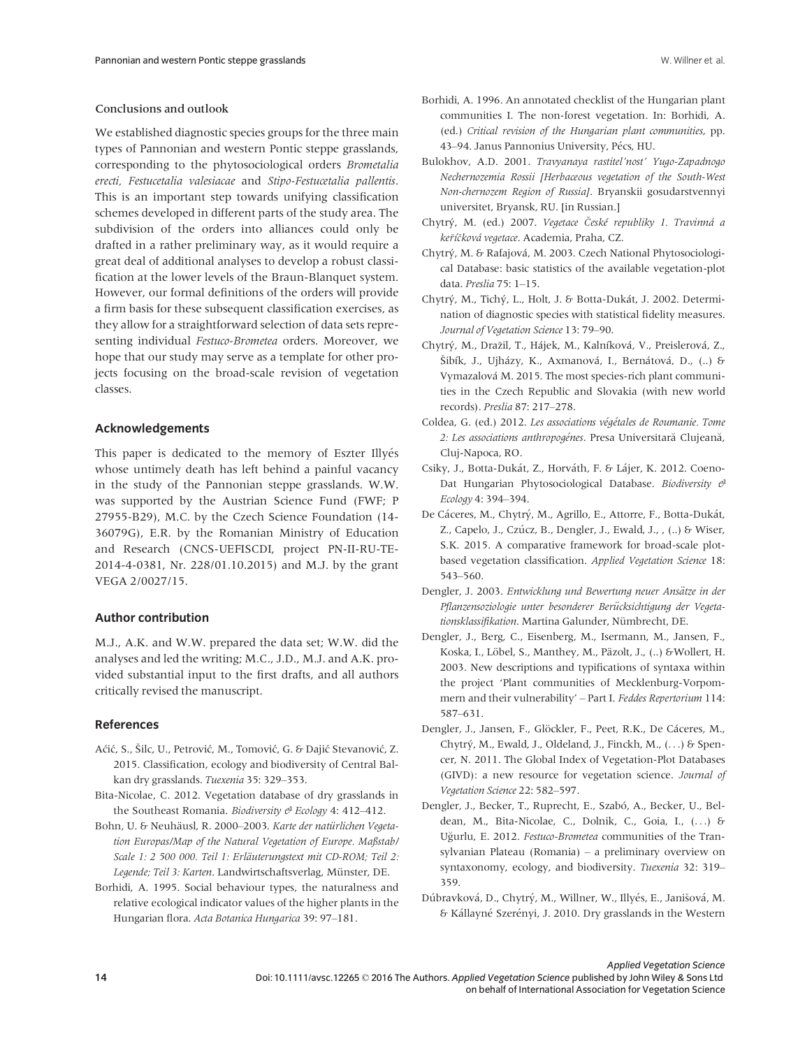### Conclusions and outlook

We established diagnostic species groups for the three main types of Pannonian and western Pontic steppe grasslands, corresponding to the phytosociological orders *Brometalia erecti*, *Festucetalia valesiacae* and *Stipo-Festucetalia pallentis*. This is an important step towards unifying classification schemes developed in different parts of the study area. The subdivision of the orders into alliances could only be drafted in a rather preliminary way, as it would require a great deal of additional analyses to develop a robust classification at the lower levels of the Braun-Blanquet system. However, our formal definitions of the orders will provide a firm basis for these subsequent classification exercises, as they allow for a straightforward selection of data sets representing individual *Festuco-Brometea* orders. Moreover, we hope that our study may serve as a template for other projects focusing on the broad-scale revision of vegetation classes.

## Acknowledgements

This paper is dedicated to the memory of Eszter Illyés whose untimely death has left behind a painful vacancy in the study of the Pannonian steppe grasslands. W.W. was supported by the Austrian Science Fund (FWF; P 27955-B29), M.C. by the Czech Science Foundation (14-36079G), E.R. by the Romanian Ministry of Education and Research (CNCS-UEFISCDI, project PN-II-RU-TE-2014-4-0381, Nr. 228/01.10.2015) and M.J. by the grant VEGA 2/0027/15.

## Author contribution

M.J., A.K. and W.W. prepared the data set; W.W. did the analyses and led the writing; M.C., J.D., M.J. and A.K. provided substantial input to the first drafts, and all authors critically revised the manuscript.

## References

Aćić, S., Šilc, U., Petrović, M., Tomović, G. & Dajić Stevanović, Z. 2015. Classification, ecology and biodiversity of Central Balkan dry grasslands. *Tuexenia* 35: 329–353.

Bita-Nicolae, C. 2012. Vegetation database of dry grasslands in the Southeast Romania. *Biodiversity & Ecology* 4: 412–412.

Bohn, U. & Neuhäusl, R. 2000–2003. *Karte der natürlichen Vegetation Europas/Map of the Natural Vegetation of Europe. Maßstab/ Scale 1: 2 500 000. Teil 1: Erläuterungstext mit CD-ROM; Teil 2: Legende; Teil 3: Karten*. Landwirtschaftsverlag, Münster, DE.

Borhidi, A. 1995. Social behaviour types, the naturalness and relative ecological indicator values of the higher plants in the Hungarian flora. *Acta Botanica Hungarica* 39: 97–181.

Borhidi, A. 1996. An annotated checklist of the Hungarian plant communities I. The non-forest vegetation. In: Borhidi, A. (ed.) *Critical revision of the Hungarian plant communities*, pp. 43–94. Janus Pannonius University, Pécs, HU.

Bulokhov, A.D. 2001. *Travyanaya rastitel'nost' Yugo-Zapadnogo Nechernozemia Rossii [Herbaceous vegetation of the South-West Non-chernozem Region of Russia]*. Bryanskii gosudarstvennyi universitet, Bryansk, RU. [in Russian.]

Chytrý, M. (ed.) 2007. *Vegetace České republiky 1. Travinná a keříčková vegetace*. Academia, Praha, CZ.

Chytrý, M. & Rafajová, M. 2003. Czech National Phytosociological Database: basic statistics of the available vegetation-plot data. *Preslia* 75: 1–15.

Chytrý, M., Tichý, L., Holt, J. & Botta-Dukát, J. 2002. Determination of diagnostic species with statistical fidelity measures. *Journal of Vegetation Science* 13: 79–90.

Chytrý, M., Dražil, T., Hájek, M., Kalníková, V., Preislerová, Z., Šibík, J., Ujházy, K., Axmanová, I., Bernátová, D., (..) & Vymazalová M. 2015. The most species-rich plant communities in the Czech Republic and Slovakia (with new world records). *Preslia* 87: 217–278.

Coldea, G. (ed.) 2012. *Les associations végétales de Roumanie. Tome 2: Les associations anthropogénes*. Presa Universitară Clujeană, Cluj-Napoca, RO.

Csiky, J., Botta-Dukát, Z., Horváth, F. & Lájer, K. 2012. CoenoDat Hungarian Phytosociological Database. *Biodiversity & Ecology* 4: 394–394.

De Cáceres, M., Chytrý, M., Agrillo, E., Attorre, F., Botta-Dukát, Z., Capelo, J., Czúcz, B., Dengler, J., Ewald, J., , (..) & Wiser, S.K. 2015. A comparative framework for broad-scale plot-based vegetation classification. *Applied Vegetation Science* 18: 543–560.

Dengler, J. 2003. *Entwicklung und Bewertung neuer Ansätze in der Pflanzensoziologie unter besonderer Berücksichtigung der Vegetationsklassifikation*. Martina Galunder, Nümbrecht, DE.

Dengler, J., Berg, C., Eisenberg, M., Isermann, M., Jansen, F., Koska, I., Löbel, S., Manthey, M., Päzolt, J., (..) &Wollert, H. 2003. New descriptions and typifications of syntaxa within the project 'Plant communities of Mecklenburg-Vorpommern and their vulnerability' – Part I. *Feddes Repertorium* 114: 587–631.

Dengler, J., Jansen, F., Glöckler, F., Peet, R.K., De Cáceres, M., Chytrý, M., Ewald, J., Oldeland, J., Finckh, M., (...) & Spencer, N. 2011. The Global Index of Vegetation-Plot Databases (GIVD): a new resource for vegetation science. *Journal of Vegetation Science* 22: 582–597.

Dengler, J., Becker, T., Ruprecht, E., Szabó, A., Becker, U., Beldean, M., Bita-Nicolae, C., Dolnik, C., Goia, I., (...) & Uğurlu, E. 2012. *Festuco-Brometea* communities of the Transylvanian Plateau (Romania) – a preliminary overview on syntaxonomy, ecology, and biodiversity. *Tuexenia* 32: 319–359.

Dúbravková, D., Chytrý, M., Willner, W., Illyés, E., Janišová, M. & Kállayné Szerényi, J. 2010. Dry grasslands in the Western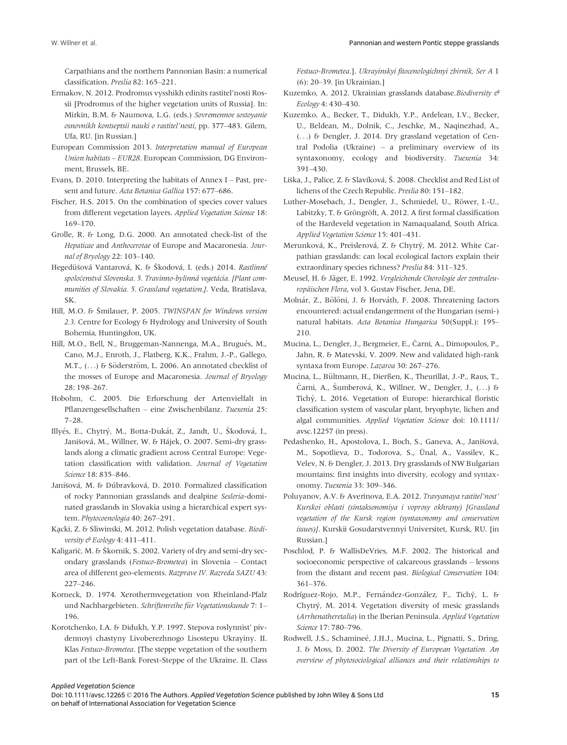Carpathians and the northern Pannonian Basin: a numerical classification. *Preslia* 82: 165–221.

Ermakov, N. 2012. Prodromus vysshikh edinits rastitel'nosti Rossii [Prodromus of the higher vegetation units of Russia]. In: Mirkin, B.M. & Naumova, L.G. (eds.) *Sovremennoe sostoyanie osnovnikh kontseptsii nauki o rastitel'nosti*, pp. 377–483. Gilem, Ufa, RU. [in Russian.]

European Commission 2013. *Interpretation manual of European Union habitats – EUR28*. European Commission, DG Environment, Brussels, BE.

Evans, D. 2010. Interpreting the habitats of Annex I – Past, present and future. *Acta Botanica Gallica* 157: 677–686.

Fischer, H.S. 2015. On the combination of species cover values from different vegetation layers. *Applied Vegetation Science* 18: 169–170.

Grolle, R. & Long, D.G. 2000. An annotated check-list of the *Hepaticae* and *Anthocerotae* of Europe and Macaronesia. *Journal of Bryology* 22: 103–140.

Hegedüšová Vantarová, K. & Škodová, I. (eds.) 2014. *Rastlinné spoločenstvá Slovenska. 5. Travinno-bylinná vegetácia. [Plant communities of Slovakia. 5. Grassland vegetation.]*. Veda, Bratislava, SK.

Hill, M.O. & Šmilauer, P. 2005. *TWINSPAN for Windows version 2.3*. Centre for Ecology & Hydrology and University of South Bohemia, Huntingdon, UK.

Hill, M.O., Bell, N., Bruggeman-Nannenga, M.A., Brugués, M., Cano, M.J., Enroth, J., Flatberg, K.K., Frahm, J.-P., Gallego, M.T., (...) & Söderström, L. 2006. An annotated checklist of the mosses of Europe and Macaronesia. *Journal of Bryology* 28: 198–267.

Hobohm, C. 2005. Die Erforschung der Artenvielfalt in Pflanzengesellschaften – eine Zwischenbilanz. *Tuexenia* 25: 7–28.

Illyés, E., Chytrý, M., Botta-Dukát, Z., Jandt, U., Škodová, I., Janišová, M., Willner, W. & Hájek, O. 2007. Semi-dry grasslands along a climatic gradient across Central Europe: Vegetation classification with validation. *Journal of Vegetation Science* 18: 835–846.

Janišová, M. & Dúbravková, D. 2010. Formalized classification of rocky Pannonian grasslands and dealpine *Sesleria*-dominated grasslands in Slovakia using a hierarchical expert system. *Phytocoenologia* 40: 267–291.

Kącki, Z. & Sliwinski, M. 2012. Polish vegetation database. *Biodiversity & Ecology* 4: 411–411.

Kaligarič, M. & Škornik, S. 2002. Variety of dry and semi-dry secondary grasslands (*Festuco-Brometea*) in Slovenia – Contact area of different geo-elements. *Razprave IV. Razreda SAZU* 43: 227–246.

Korneck, D. 1974. Xerothermvegetation von Rheinland-Pfalz und Nachbargebieten. *Schriftenreihe für Vegetationskunde* 7: 1–196.

Korotchenko, I.A. & Didukh, Y.P. 1997. Stepova roslynnist' pivdennoyi chastyny Livoberezhnogo Lisostepu Ukrayiny. II. Klas *Festuco-Brometea*. [The steppe vegetation of the southern part of the Left-Bank Forest-Steppe of the Ukraine. II. Class *Festuco-Brometea*.]. *Ukrayinskyi fitocenologichnyi zbirnik, Ser A* 1 (6): 20–39. [in Ukrainian.]

Kuzemko, A. 2012. Ukrainian grasslands database. *Biodiversity & Ecology* 4: 430–430.

Kuzemko, A., Becker, T., Didukh, Y.P., Ardelean, I.V., Becker, U., Beldean, M., Dolnik, C., Jeschke, M., Naqinezhad, A., (...) & Dengler, J. 2014. Dry grassland vegetation of Central Podolia (Ukraine) – a preliminary overview of its syntaxonomy, ecology and biodiversity. *Tuexenia* 34: 391–430.

Liška, J., Palice, Z. & Slavíková, Š. 2008. Checklist and Red List of lichens of the Czech Republic. *Preslia* 80: 151–182.

Luther-Mosebach, J., Dengler, J., Schmiedel, U., Röwer, I.-U., Labitzky, T. & Gröngröft, A. 2012. A first formal classification of the Hardeveld vegetation in Namaqualand, South Africa. *Applied Vegetation Science* 15: 401–431.

Merunková, K., Preislerová, Z. & Chytrý, M. 2012. White Carpathian grasslands: can local ecological factors explain their extraordinary species richness? *Preslia* 84: 311–325.

Meusel, H. & Jäger, E. 1992. *Vergleichende Chorologie der zentraleuropäischen Flora*, vol 3. Gustav Fischer, Jena, DE.

Molnár, Z., Bölöni, J. & Horváth, F. 2008. Threatening factors encountered: actual endangerment of the Hungarian (semi-) natural habitats. *Acta Botanica Hungarica* 50(Suppl.): 195–210.

Mucina, L., Dengler, J., Bergmeier, E., Čarni, A., Dimopoulos, P., Jahn, R. & Matevski, V. 2009. New and validated high-rank syntaxa from Europe. *Lazaroa* 30: 267–276.

Mucina, L., Bültmann, H., Dierßen, K., Theurillat, J.-P., Raus, T., Čarni, A., Šumberová, K., Willner, W., Dengler, J., (...) & Tichý, L. 2016. Vegetation of Europe: hierarchical floristic classification system of vascular plant, bryophyte, lichen and algal communities. *Applied Vegetation Science* doi: 10.1111/avsc.12257 (in press).

Pedashenko, H., Apostolova, I., Boch, S., Ganeva, A., Janišová, M., Sopotlieva, D., Todorova, S., Ünal, A., Vassilev, K., Velev, N. & Dengler, J. 2013. Dry grasslands of NW Bulgarian mountains: first insights into diversity, ecology and syntaxonomy. *Tuexenia* 33: 309–346.

Poluyanov, A.V. & Averinova, E.A. 2012. *Travyanaya rastitel'nost' Kurskoi oblasti (sintaksonomiya i voprosy okhrany) [Grassland vegetation of the Kursk region (syntaxonomy and conservation issues)]*. Kurskii Gosudarstvennyi Universitet, Kursk, RU. [in Russian.]

Poschlod, P. & WallisDeVries, M.F. 2002. The historical and socioeconomic perspective of calcareous grasslands – lessons from the distant and recent past. *Biological Conservation* 104: 361–376.

Rodríguez-Rojo, M.P., Fernández-González, F., Tichý, L. & Chytrý, M. 2014. Vegetation diversity of mesic grasslands (*Arrhenatheretalia*) in the Iberian Peninsula. *Applied Vegetation Science* 17: 780–796.

Rodwell, J.S., Schamineé, J.H.J., Mucina, L., Pignatti, S., Dring, J. & Moss, D. 2002. *The Diversity of European Vegetation. An overview of phytosociological alliances and their relationships to*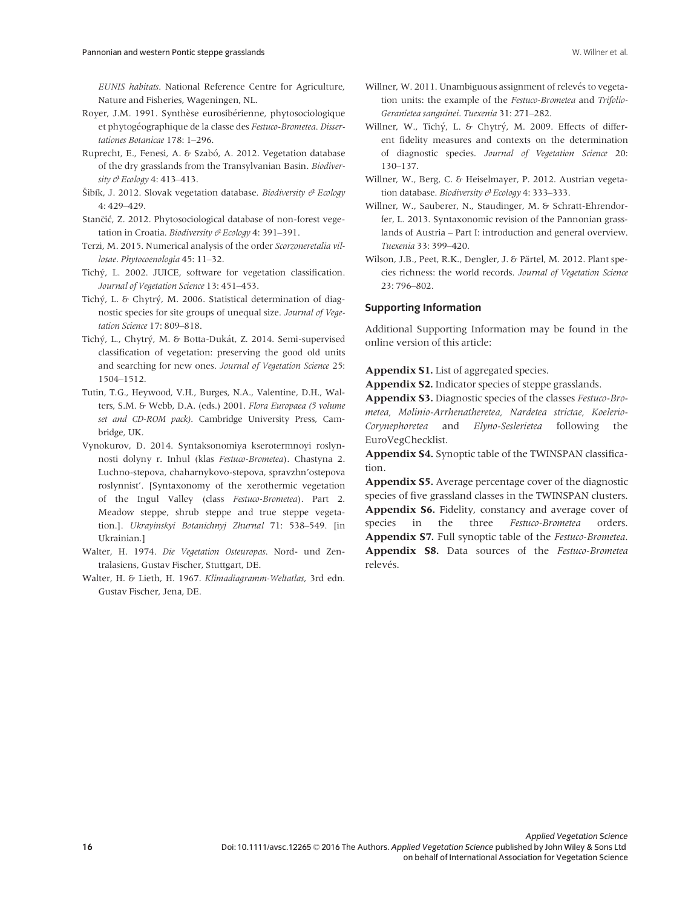*EUNIS habitats*. National Reference Centre for Agriculture, Nature and Fisheries, Wageningen, NL.

Royer, J.M. 1991. Synthèse eurosibérienne, phytosociologique et phytogéographique de la classe des *Festuco-Brometea*. *Dissertationes Botanicae* 178: 1–296.

Ruprecht, E., Fenesi, A. & Szabó, A. 2012. Vegetation database of the dry grasslands from the Transylvanian Basin. *Biodiversity & Ecology* 4: 413–413.

Šibík, J. 2012. Slovak vegetation database. *Biodiversity & Ecology* 4: 429–429.

Stančić, Z. 2012. Phytosociological database of non-forest vegetation in Croatia. *Biodiversity & Ecology* 4: 391–391.

Terzi, M. 2015. Numerical analysis of the order *Scorzoneretalia villosae*. *Phytocoenologia* 45: 11–32.

Tichý, L. 2002. JUICE, software for vegetation classification. *Journal of Vegetation Science* 13: 451–453.

Tichý, L. & Chytrý, M. 2006. Statistical determination of diagnostic species for site groups of unequal size. *Journal of Vegetation Science* 17: 809–818.

Tichý, L., Chytrý, M. & Botta-Dukát, Z. 2014. Semi-supervised classification of vegetation: preserving the good old units and searching for new ones. *Journal of Vegetation Science* 25: 1504–1512.

Tutin, T.G., Heywood, V.H., Burges, N.A., Valentine, D.H., Walters, S.M. & Webb, D.A. (eds.) 2001. *Flora Europaea (5 volume set and CD-ROM pack)*. Cambridge University Press, Cambridge, UK.

Vynokurov, D. 2014. Syntaksonomiya kserotermnoyi roslynnosti dolyny r. Inhul (klas *Festuco-Brometea*). Chastyna 2. Luchno-stepova, chaharnykovo-stepova, spravzhn'ostepova roslynnist'. [Syntaxonomy of the xerothermic vegetation of the Ingul Valley (class *Festuco-Brometea*). Part 2. Meadow steppe, shrub steppe and true steppe vegetation.]. *Ukrayinskyi Botanichnyj Zhurnal* 71: 538–549. [in Ukrainian.]

Walter, H. 1974. *Die Vegetation Osteuropas*. Nord- und Zentralasiens, Gustav Fischer, Stuttgart, DE.

Walter, H. & Lieth, H. 1967. *Klimadiagramm-Weltatlas*, 3rd edn. Gustav Fischer, Jena, DE.

Willner, W. 2011. Unambiguous assignment of relevés to vegetation units: the example of the *Festuco-Brometea* and *Trifolio-Geranietea sanguinei*. *Tuexenia* 31: 271–282.

Willner, W., Tichý, L. & Chytrý, M. 2009. Effects of different fidelity measures and contexts on the determination of diagnostic species. *Journal of Vegetation Science* 20: 130–137.

Willner, W., Berg, C. & Heiselmayer, P. 2012. Austrian vegetation database. *Biodiversity & Ecology* 4: 333–333.

Willner, W., Sauberer, N., Staudinger, M. & Schratt-Ehrendorfer, L. 2013. Syntaxonomic revision of the Pannonian grasslands of Austria – Part I: introduction and general overview. *Tuexenia* 33: 399–420.

Wilson, J.B., Peet, R.K., Dengler, J. & Pärtel, M. 2012. Plant species richness: the world records. *Journal of Vegetation Science* 23: 796–802.

## Supporting Information

Additional Supporting Information may be found in the online version of this article:

**Appendix S1.** List of aggregated species.

**Appendix S2.** Indicator species of steppe grasslands.

**Appendix S3.** Diagnostic species of the classes *Festuco-Brometea, Molinio-Arrhenatheretea, Nardetea strictae, Koelerio-Corynephoretea* and *Elyno-Seslerietea* following the EuroVegChecklist.

**Appendix S4.** Synoptic table of the TWINSPAN classification.

**Appendix S5.** Average percentage cover of the diagnostic species of five grassland classes in the TWINSPAN clusters.

**Appendix S6.** Fidelity, constancy and average cover of species in the three *Festuco-Brometea* orders.

**Appendix S7.** Full synoptic table of the *Festuco-Brometea*.

**Appendix S8.** Data sources of the *Festuco-Brometea* relevés.